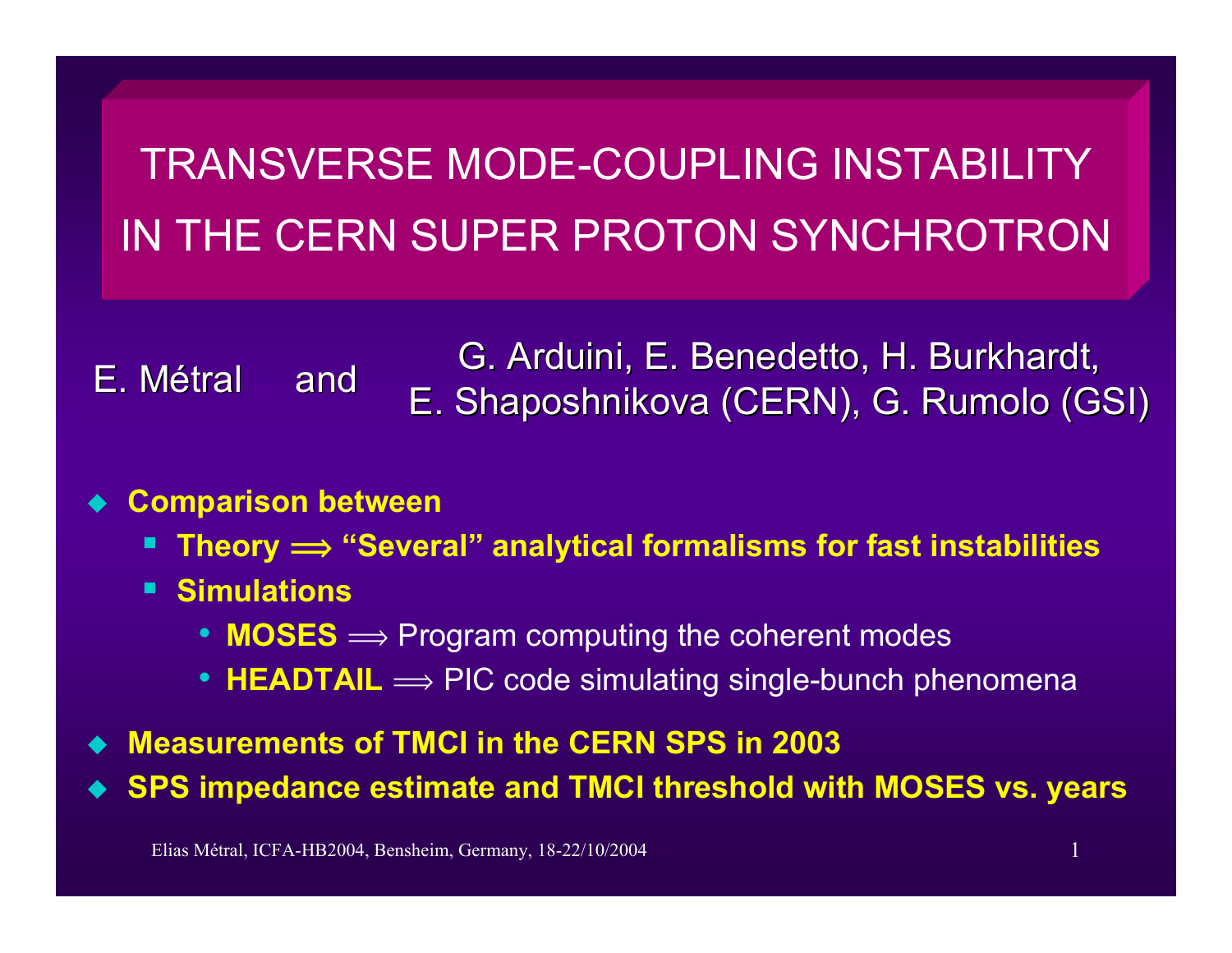# TRANSVERSE MODE-COUPLING INSTABILITY IN THE CERN SUPER PROTON SYNCHROTRON

E. Métral and G. Arduini, E. Benedetto, H. Burkhardt, E. Shaposhnikova (CERN), G. Rumolo (GSI)

- **Comparison between**
  - **Theory ⟹ "Several" analytical formalisms for fast instabilities**
  - **Simulations**
    - **MOSES** ⟹ Program computing the coherent modes
    - **HEADTAIL** ⟹ PIC code simulating single-bunch phenomena
- **Measurements of TMCI in the CERN SPS in 2003**
- **SPS impedance estimate and TMCI threshold with MOSES vs. years**

Elias Métral, ICFA-HB2004, Bensheim, Germany, 18-22/10/2004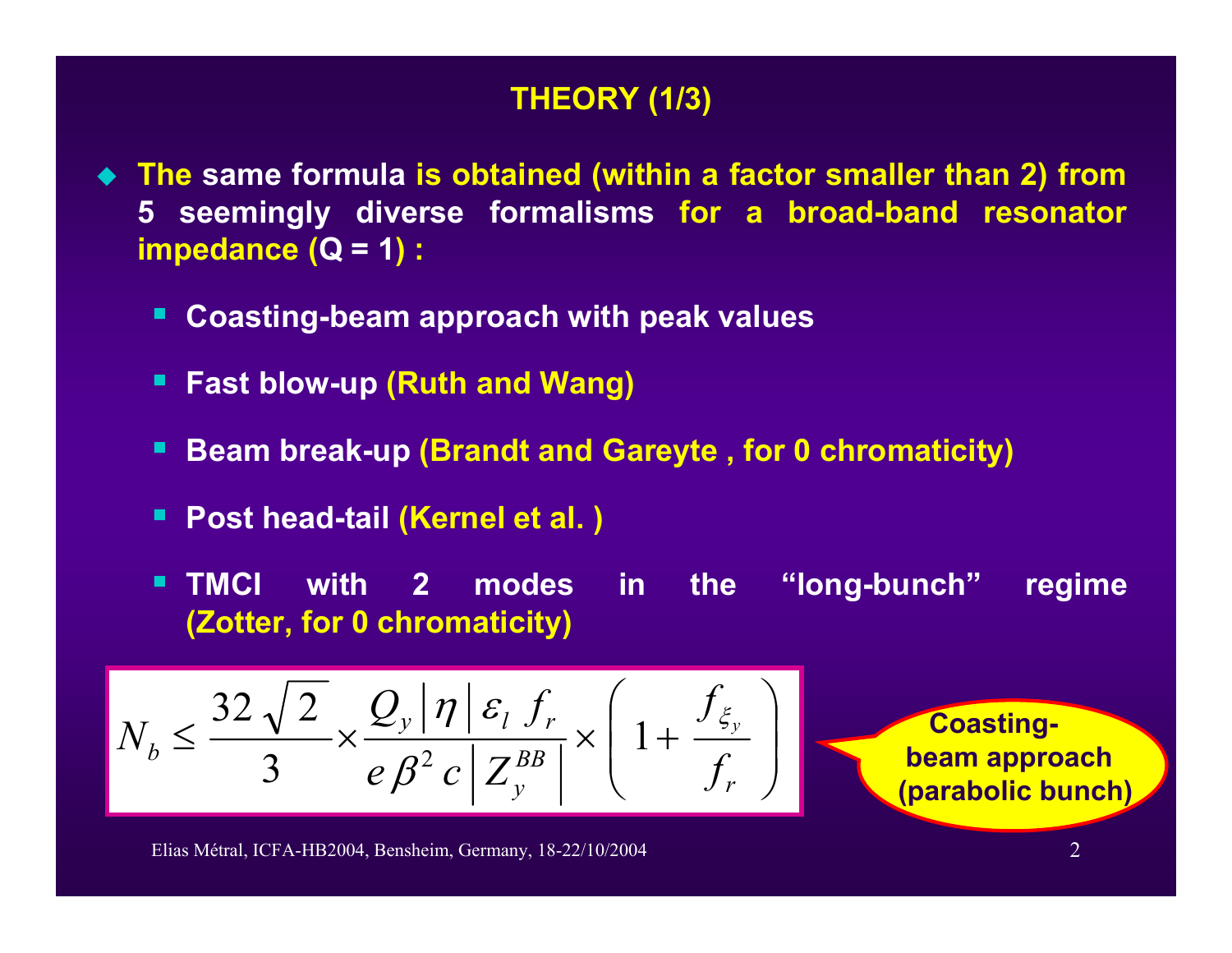## THEORY (1/3)

- **The same formula is obtained (within a factor smaller than 2) from 5 seemingly diverse formalisms for a broad-band resonator impedance (Q = 1) :**
  - **Coasting-beam approach with peak values**
  - **Fast blow-up (Ruth and Wang)**
  - **Beam break-up (Brandt and Gareyte , for 0 chromaticity)**
  - **Post head-tail (Kernel et al. )**
  - **TMCI with 2 modes in the "long-bunch" regime (Zotter, for 0 chromaticity)**

$$N_b \leq \frac{32\sqrt{2}}{3} \times \frac{Q_y \left| \eta \right| \varepsilon_l \, f_r}{e \, \beta^2 \, c \left| Z_y^{BB} \right|} \times \left( 1 + \frac{f_{\xi_y}}{f_r} \right)$$

**Coasting-beam approach (parabolic bunch)**

Elias Métral, ICFA-HB2004, Bensheim, Germany, 18-22/10/2004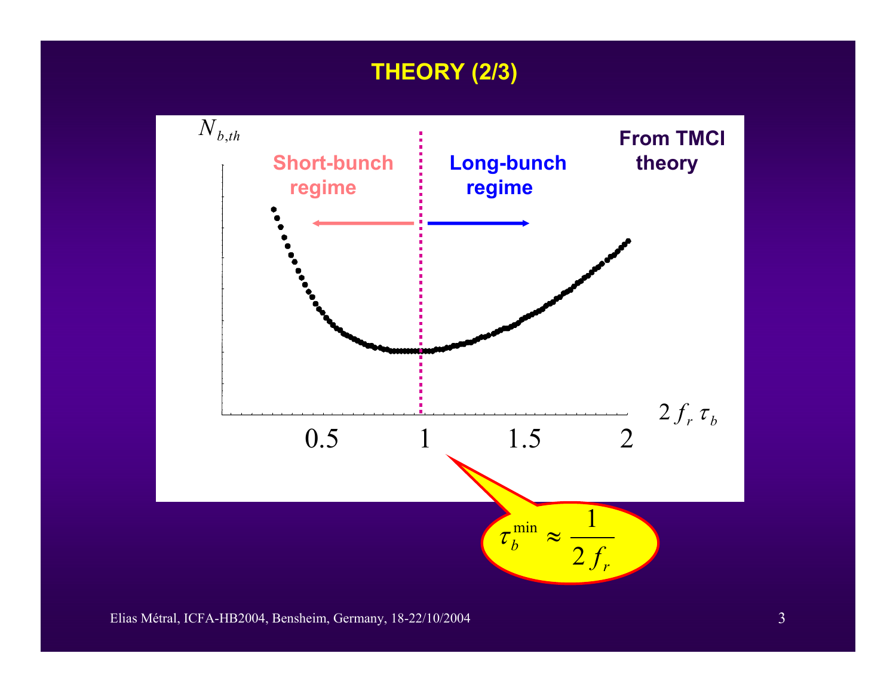# THEORY (2/3)

$N_{b,th}$

**From TMCI theory**

**Short-bunch regime** ← | → **Long-bunch regime**

$2\, f_r\, \tau_b$

0.5 &nbsp;&nbsp; 1 &nbsp;&nbsp; 1.5 &nbsp;&nbsp; 2

$$\tau_b^{\min} \approx \frac{1}{2\, f_r}$$

Elias Métral, ICFA-HB2004, Bensheim, Germany, 18-22/10/2004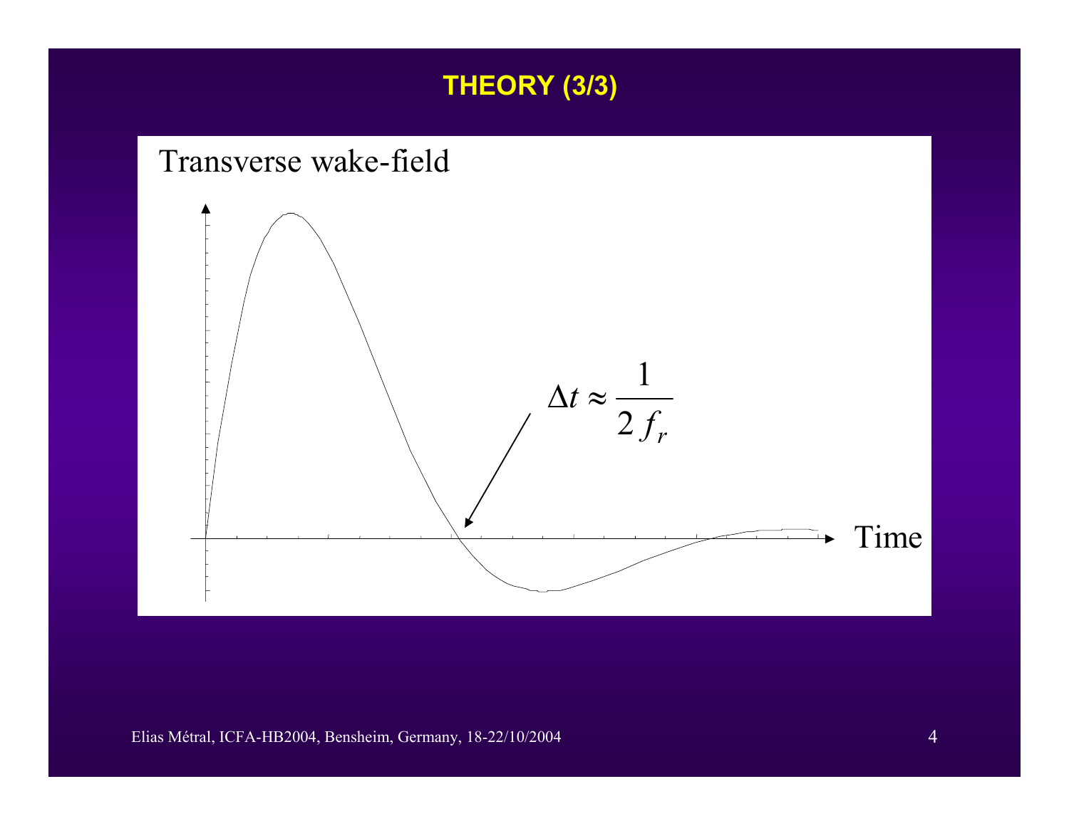# THEORY (3/3)

Transverse wake-field

$$\Delta t \approx \frac{1}{2\,f_r}$$

Time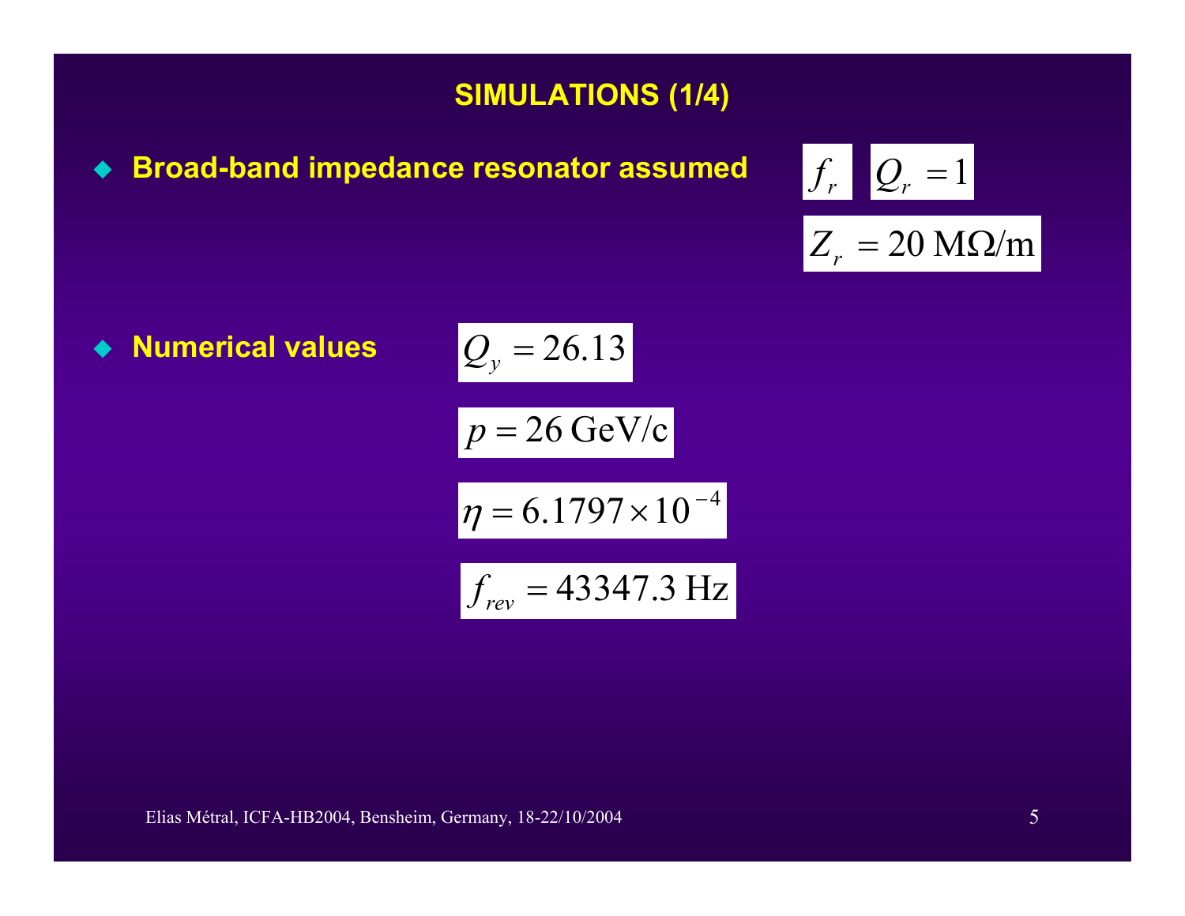## SIMULATIONS (1/4)

- **Broad-band impedance resonator assumed** $f_r$ $Q_r = 1$ $Z_r = 20\ \mathrm{M\Omega/m}$

- **Numerical values**

$$Q_y = 26.13$$

$$p = 26\ \mathrm{GeV/c}$$

$$\eta = 6.1797 \times 10^{-4}$$

$$f_{rev} = 43347.3\ \mathrm{Hz}$$

Elias Métral, ICFA-HB2004, Bensheim, Germany, 18-22/10/2004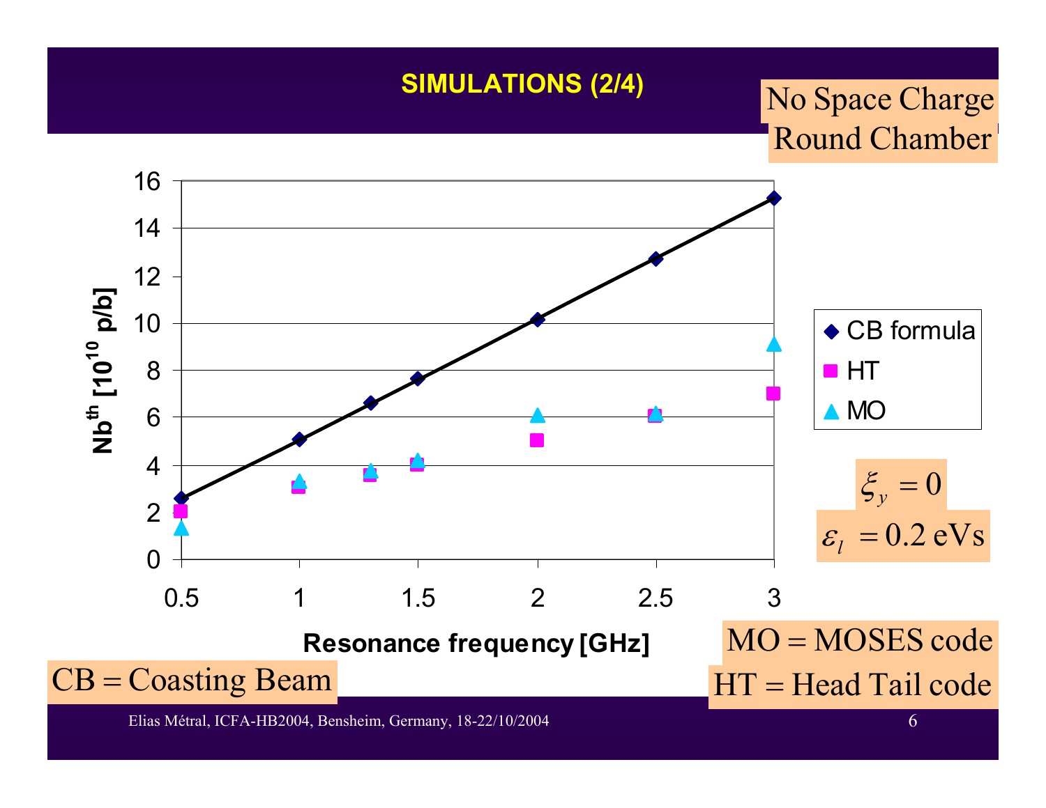# SIMULATIONS (2/4)

No Space Charge
Round Chamber

| Resonance frequency [GHz] | CB formula | HT | MO |
|---|---|---|---|
| 0.5 | 2.6 | 2.0 | 1.3 |
| 1 | 5.1 | 3.0 | 3.3 |
| 1.3 | 6.6 | 3.5 | 3.7 |
| 1.5 | 7.6 | 4.0 | 4.2 |
| 2 | 10.1 | 5.0 | 6.1 |
| 2.5 | 12.7 | 6.1 | 6.1 |
| 3 | 15.3 | 7.0 | 9.1 |

Y-axis: $Nb^{th}$ [$10^{10}$ p/b]

X-axis: Resonance frequency [GHz]

$\xi_y = 0$

$\varepsilon_l = 0.2$ eVs

CB = Coasting Beam

MO = MOSES code

HT = Head Tail code

Elias Métral, ICFA-HB2004, Bensheim, Germany, 18-22/10/2004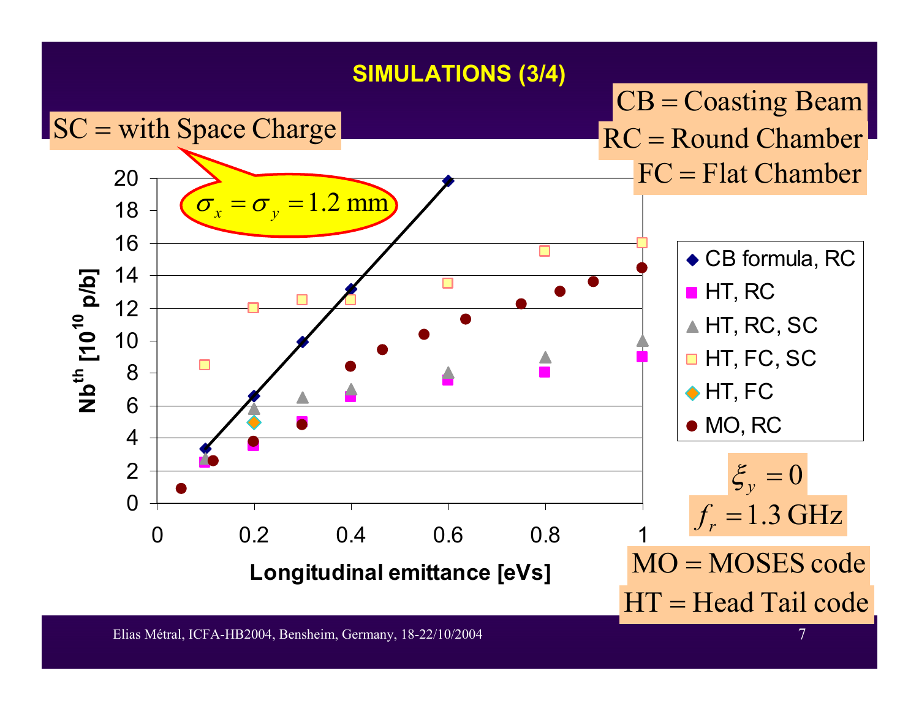## SIMULATIONS (3/4)

SC = with Space Charge

CB = Coasting Beam

RC = Round Chamber

FC = Flat Chamber

$\sigma_x = \sigma_y = 1.2$ mm

Legend: CB formula, RC; HT, RC; HT, RC, SC; HT, FC, SC; HT, FC; MO, RC

Y-axis: $Nb^{th}$ [$10^{10}$ p/b]

X-axis: Longitudinal emittance [eVs]

$\xi_y = 0$

$f_r = 1.3$ GHz

MO = MOSES code

HT = Head Tail code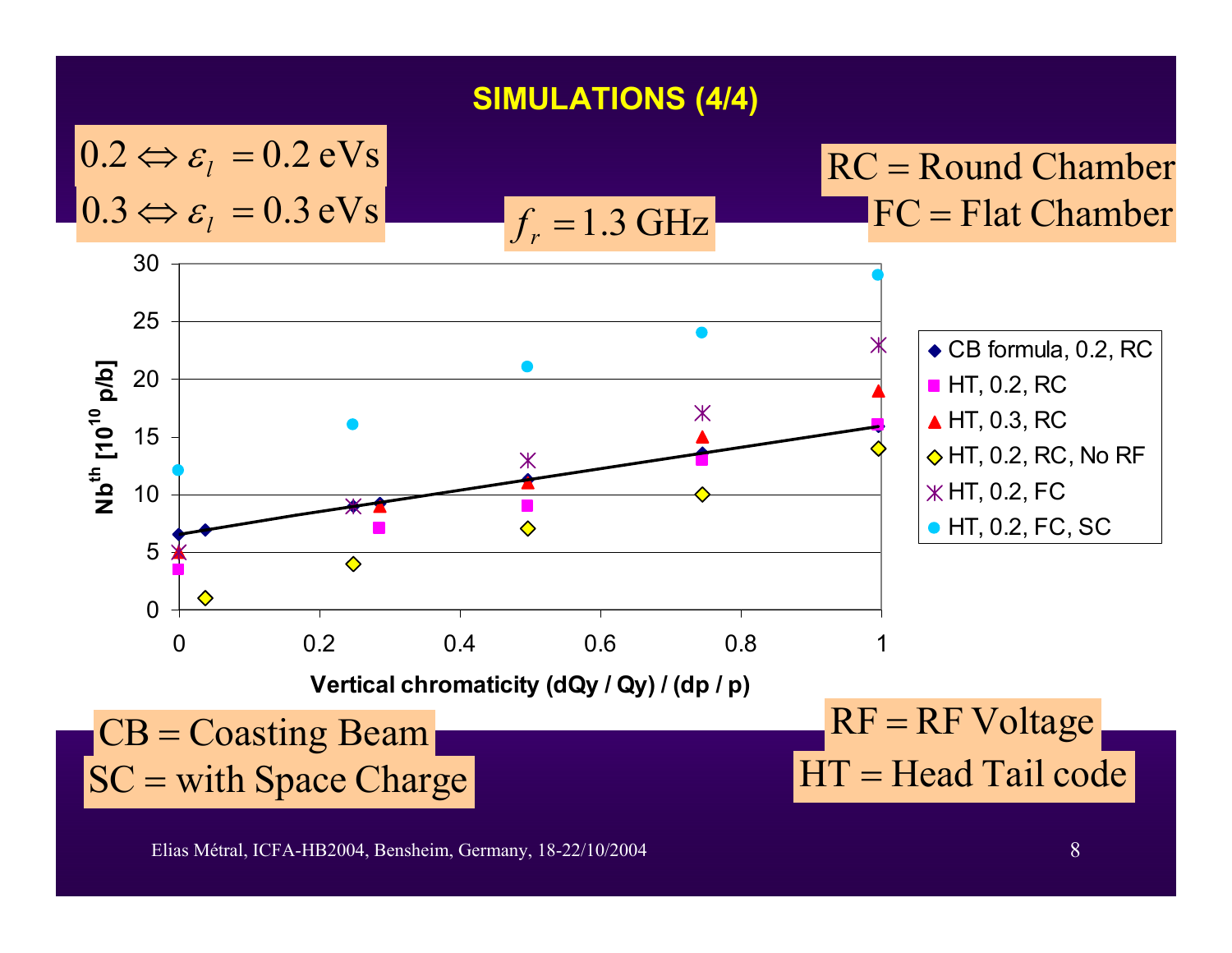# SIMULATIONS (4/4)

$0.2 \Leftrightarrow \varepsilon_l = 0.2\ \text{eVs}$

$0.3 \Leftrightarrow \varepsilon_l = 0.3\ \text{eVs}$

$f_r = 1.3\ \text{GHz}$

RC = Round Chamber

FC = Flat Chamber

| Vertical chromaticity (dQy / Qy) / (dp / p) | CB formula, 0.2, RC | HT, 0.2, RC | HT, 0.3, RC | HT, 0.2, RC, No RF | HT, 0.2, FC | HT, 0.2, FC, SC |
|---|---|---|---|---|---|---|
| 0 | 6.5 | 3.5 | 5 | | 5 | 12 |
| 0.04 | 7 | | | 1 | | |
| 0.25 | | | | 4 | 9 | 16 |
| 0.285 | 9.2 | 7 | 9 | | | |
| 0.5 | 11.2 | 9 | 11 | 7 | 13 | 21 |
| 0.75 | 13.6 | 13 | 15 | 10 | 17 | 24 |
| 1 | 16 | 16 | 19 | 14 | 23 | 29 |

Y-axis: $Nb^{th}$ [$10^{10}$ p/b]

CB = Coasting Beam

SC = with Space Charge

RF = RF Voltage

HT = Head Tail code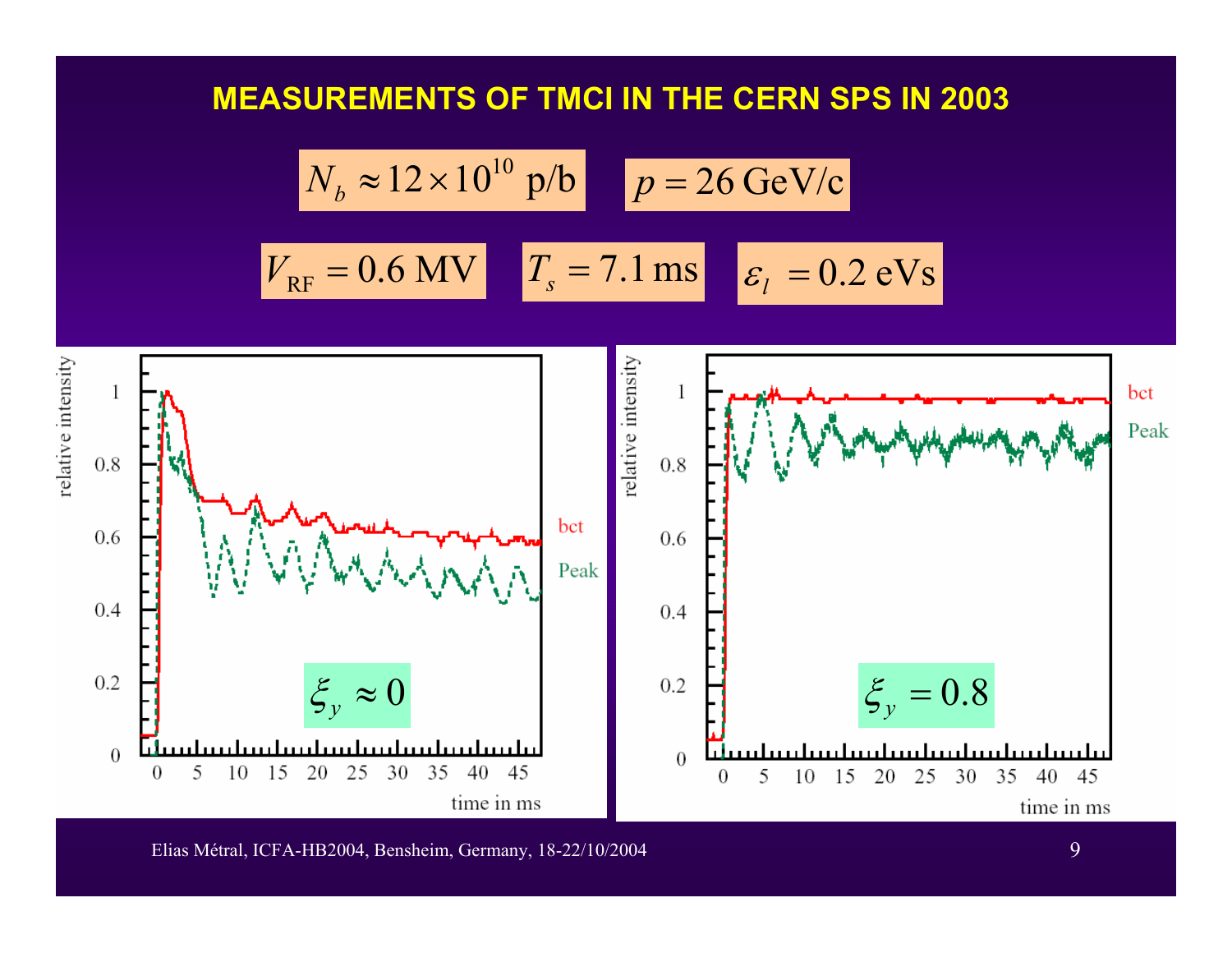# MEASUREMENTS OF TMCI IN THE CERN SPS IN 2003

$N_b \approx 12 \times 10^{10}$ p/b $\quad p = 26$ GeV/c

$V_{\text{RF}} = 0.6$ MV $\quad T_s = 7.1$ ms $\quad \varepsilon_l = 0.2$ eVs

$\xi_y \approx 0$

$\xi_y = 0.8$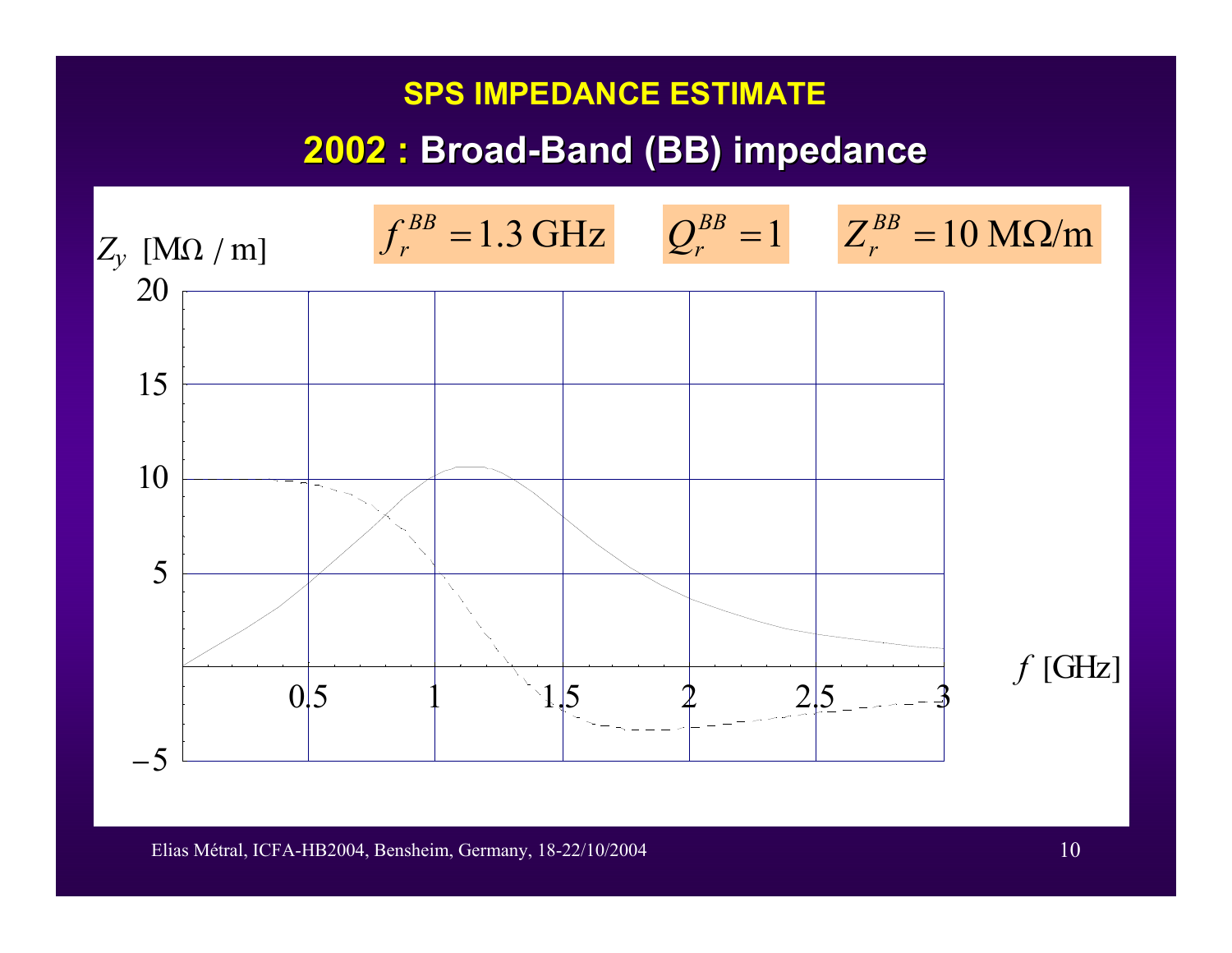# SPS IMPEDANCE ESTIMATE

## 2002 : Broad-Band (BB) impedance

$f_r^{BB} = 1.3$ GHz $\quad Q_r^{BB} = 1 \quad Z_r^{BB} = 10$ MΩ/m

$Z_y$ [MΩ / m]

20

15

10

5

−5

0.5 1 1.5 2 2.5 3

$f$ [GHz]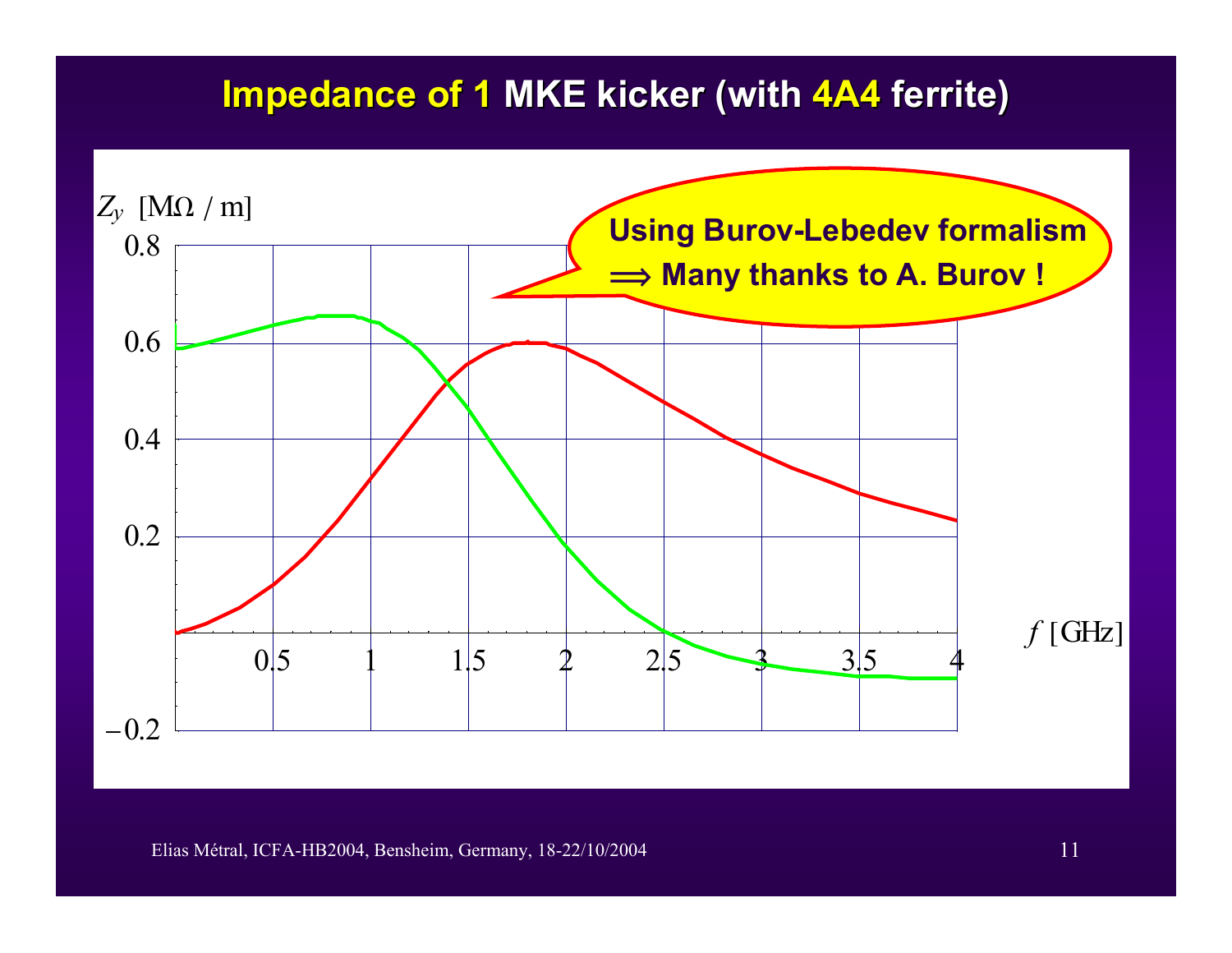# Impedance of 1 MKE kicker (with 4A4 ferrite)

$Z_y$ [MΩ / m]

$f$ [GHz]

Using Burov-Lebedev formalism
⟹ Many thanks to A. Burov !

Elias Métral, ICFA-HB2004, Bensheim, Germany, 18-22/10/2004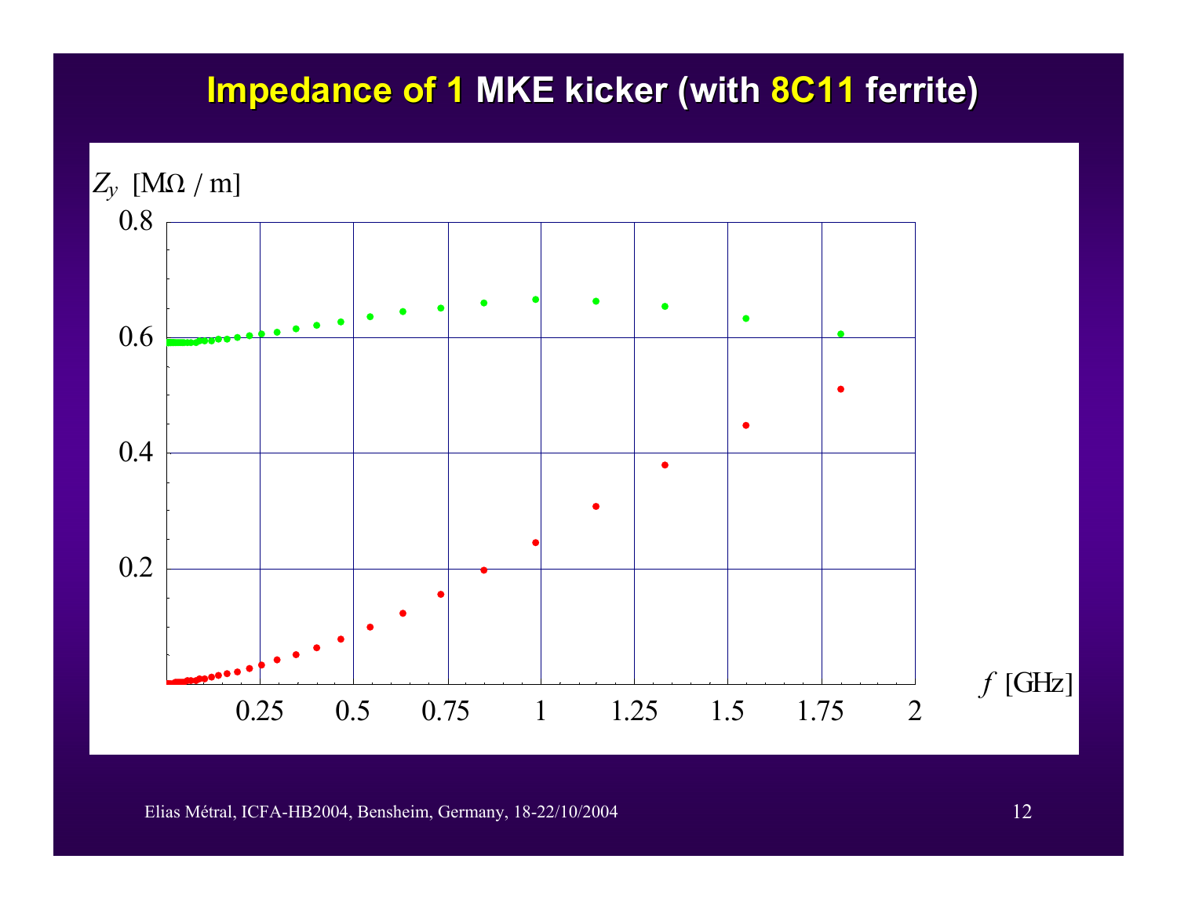# Impedance of 1 MKE kicker (with 8C11 ferrite)

$Z_y$ [MΩ / m]

0.8

0.6

0.4

0.2

0.25 0.5 0.75 1 1.25 1.5 1.75 2

$f$ [GHz]

Elias Métral, ICFA-HB2004, Bensheim, Germany, 18-22/10/2004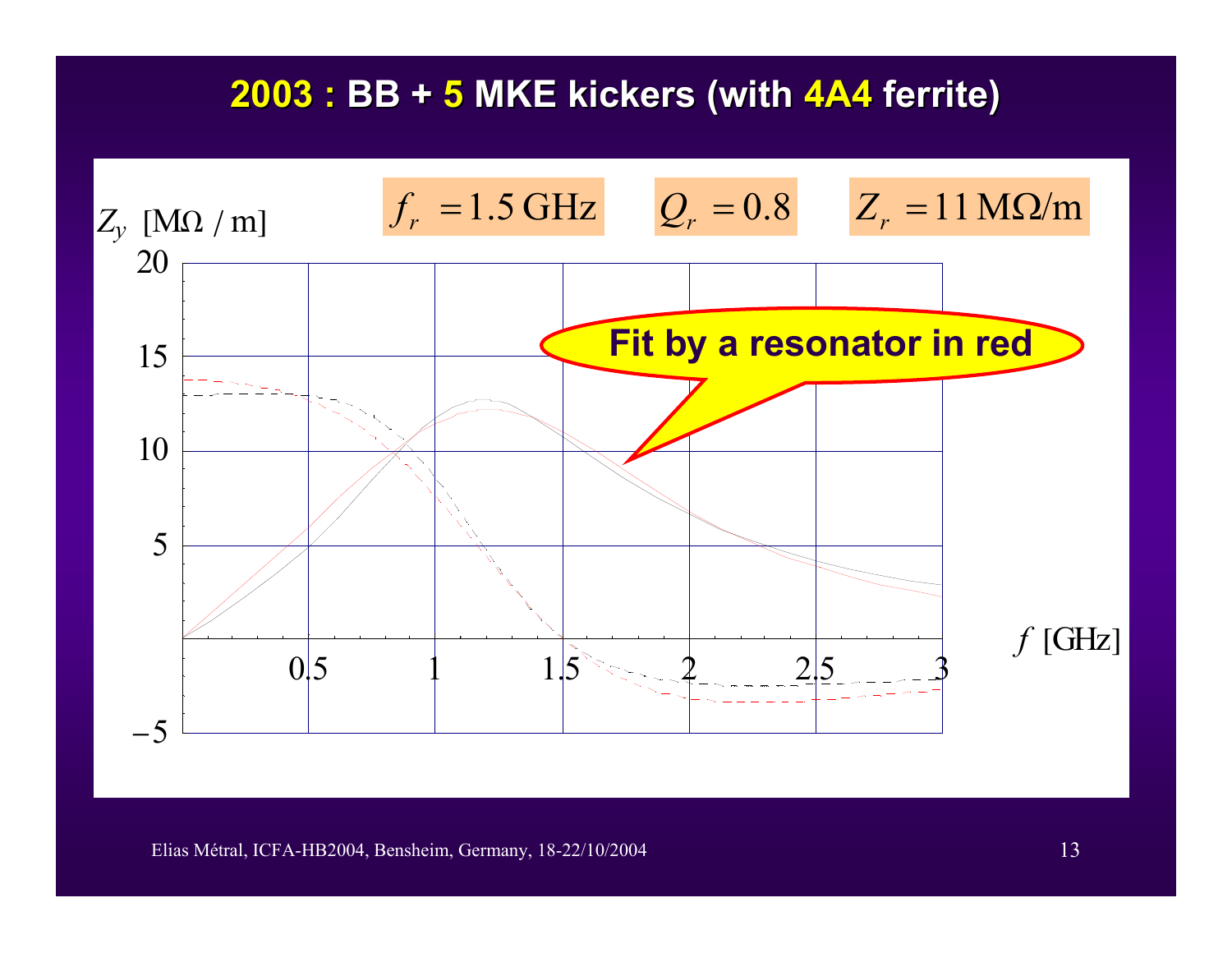# 2003 : BB + 5 MKE kickers (with 4A4 ferrite)

$f_r = 1.5\,\text{GHz}$ $\quad Q_r = 0.8$ $\quad Z_r = 11\,\text{M}\Omega/\text{m}$

$Z_y$ [MΩ / m]

Fit by a resonator in red

$f$ [GHz]

Elias Métral, ICFA-HB2004, Bensheim, Germany, 18-22/10/2004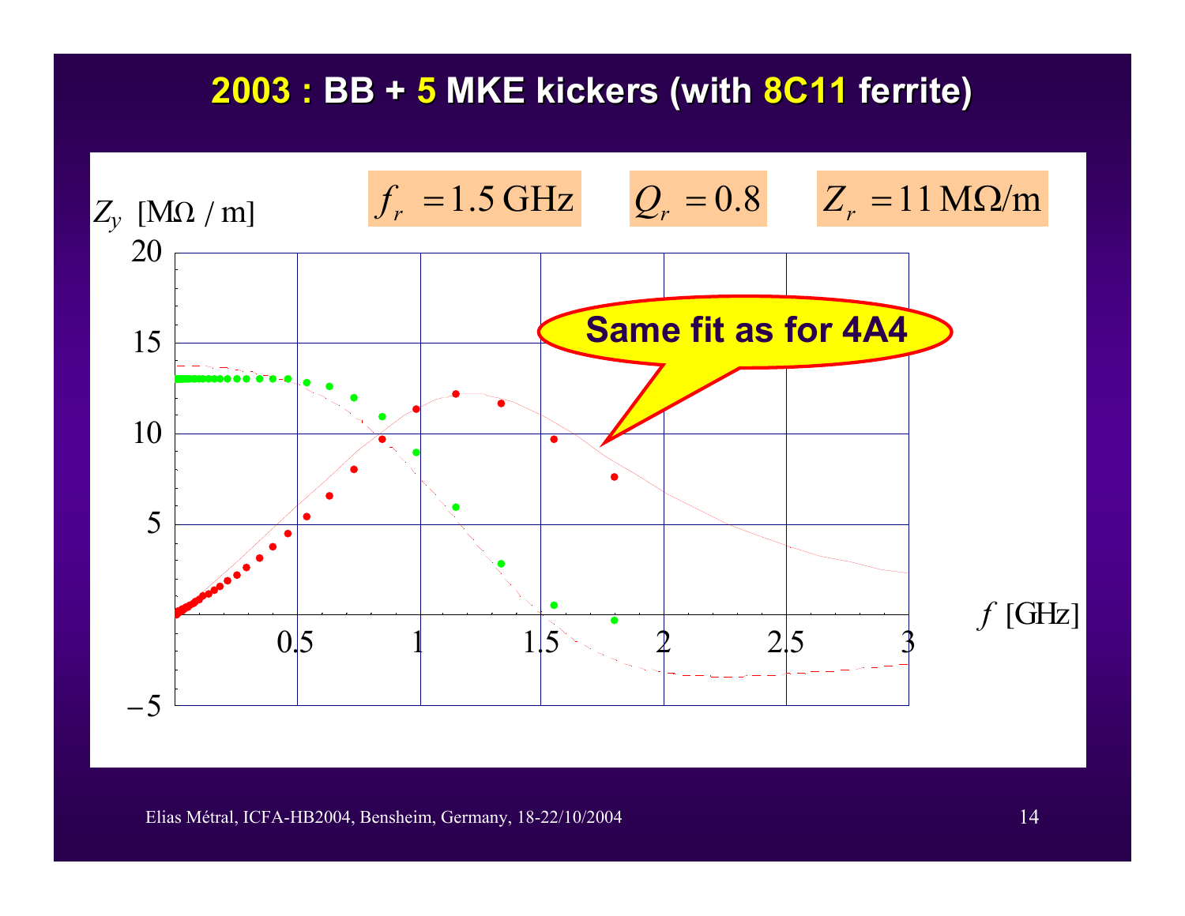# 2003 : BB + 5 MKE kickers (with 8C11 ferrite)

$f_r = 1.5\,\text{GHz}$ $Q_r = 0.8$ $Z_r = 11\,\text{M}\Omega/\text{m}$

$Z_y$ [MΩ / m]

Same fit as for 4A4

$f$ [GHz]

Elias Métral, ICFA-HB2004, Bensheim, Germany, 18-22/10/2004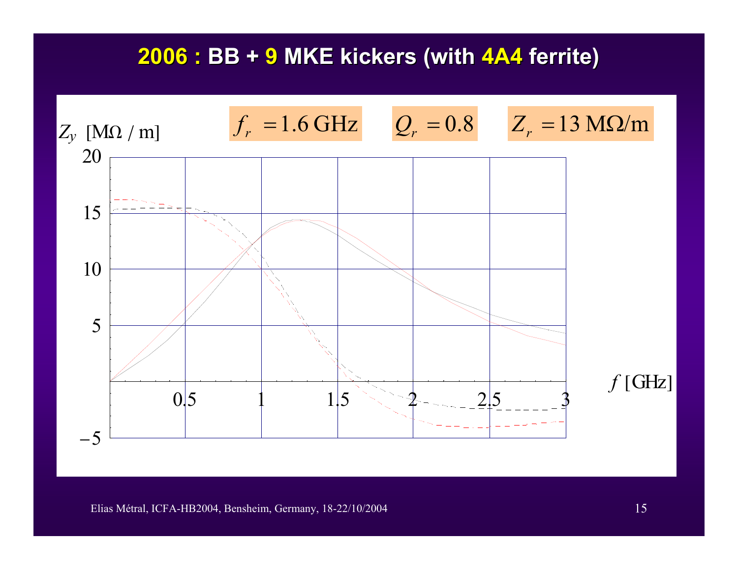# 2006 : BB + 9 MKE kickers (with 4A4 ferrite)

$f_r = 1.6\ \mathrm{GHz}$  $Q_r = 0.8$  $Z_r = 13\ \mathrm{M\Omega/m}$

$Z_y$ [MΩ / m]

$f$ [GHz]

Elias Métral, ICFA-HB2004, Bensheim, Germany, 18-22/10/2004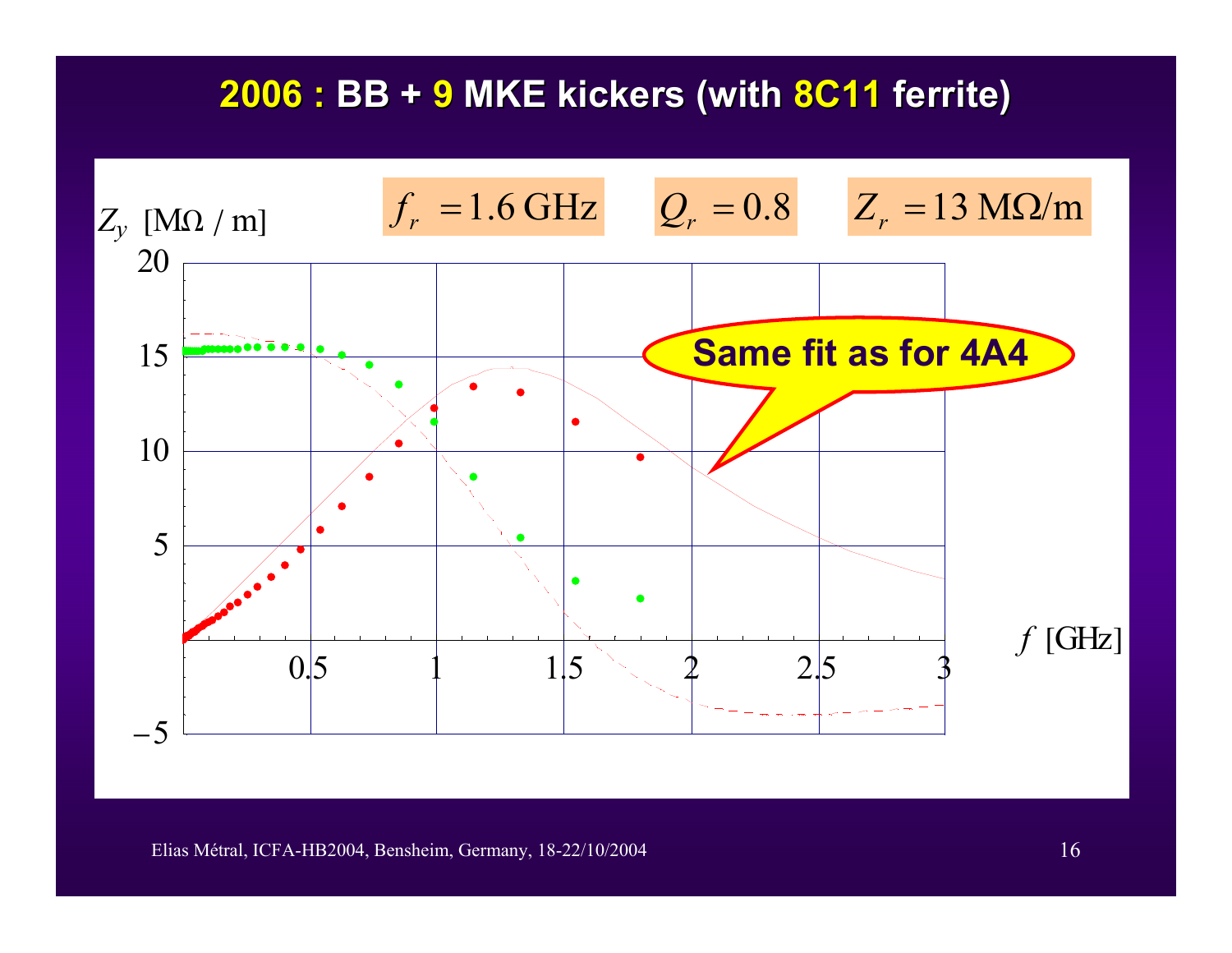# 2006 : BB + 9 MKE kickers (with 8C11 ferrite)

$f_r = 1.6$ GHz    $Q_r = 0.8$    $Z_r = 13$ MΩ/m

$Z_y$ [MΩ / m]

Same fit as for 4A4

$f$ [GHz]

Elias Métral, ICFA-HB2004, Bensheim, Germany, 18-22/10/2004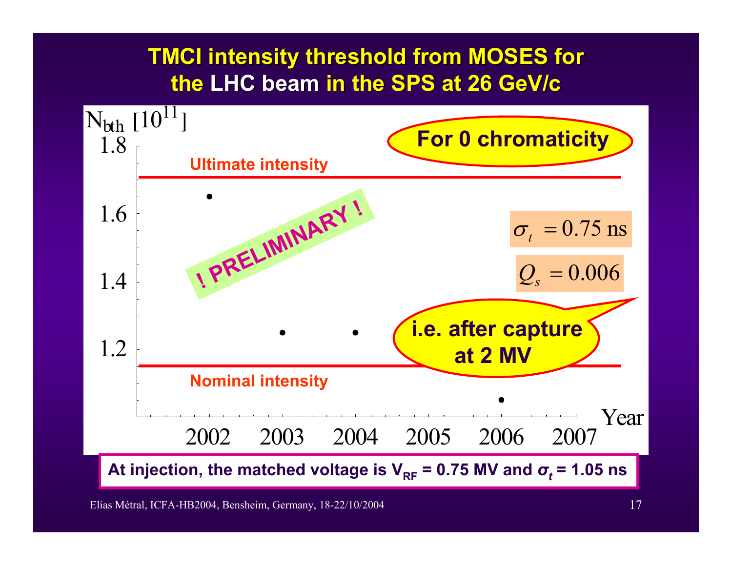# TMCI intensity threshold from MOSES for the LHC beam in the SPS at 26 GeV/c

$N_{bth}$ [$10^{11}$]

**For 0 chromaticity**

Ultimate intensity

Nominal intensity

! PRELIMINARY !

$\sigma_t = 0.75$ ns

$Q_s = 0.006$

**i.e. after capture at 2 MV**

| Year | $N_{bth}$ [$10^{11}$] |
|---|---|
| 2002 | ~1.65 |
| 2003 | ~1.25 |
| 2004 | ~1.25 |
| 2006 | ~1.05 |

**At injection, the matched voltage is $V_{RF}$ = 0.75 MV and $\sigma_t$ = 1.05 ns**

Elias Métral, ICFA-HB2004, Bensheim, Germany, 18-22/10/2004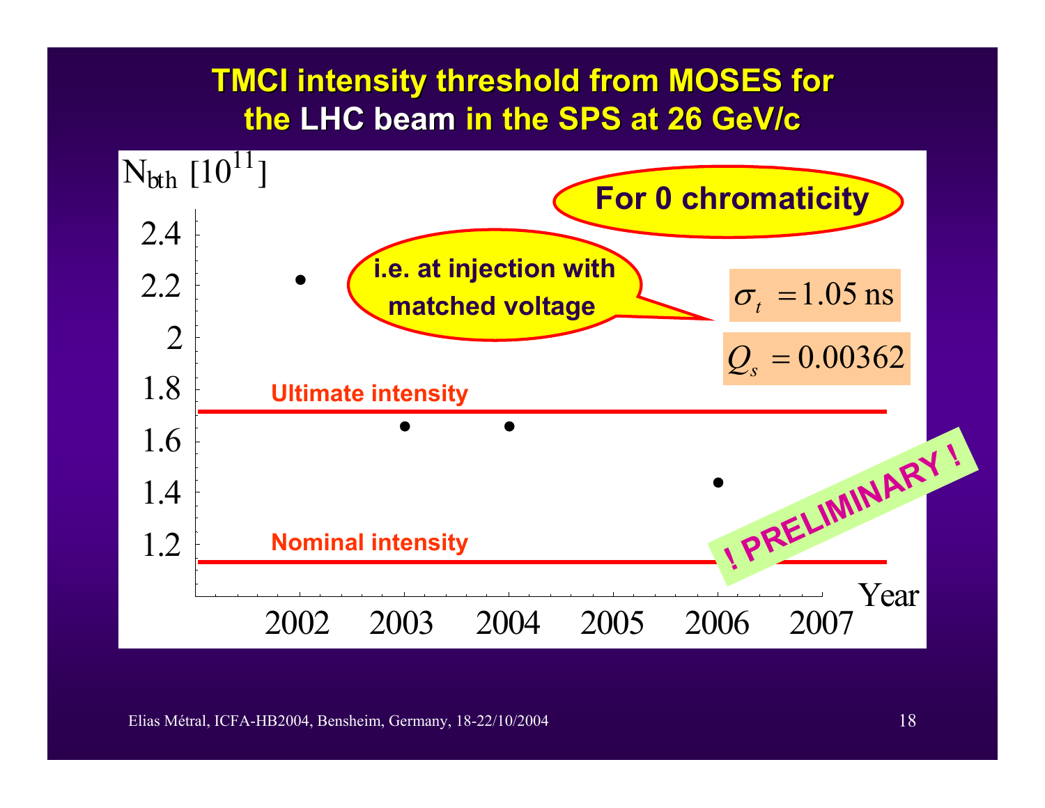# TMCI intensity threshold from MOSES for the LHC beam in the SPS at 26 GeV/c

$N_{bth}$ [$10^{11}$]

**For 0 chromaticity**

**i.e. at injection with matched voltage**

$\sigma_t = 1.05$ ns

$Q_s = 0.00362$

| Year | $N_{bth}$ [$10^{11}$] |
|---|---|
| 2002 | 2.22 |
| 2003 | 1.66 |
| 2004 | 1.66 |
| 2006 | 1.44 |

**Ultimate intensity** (≈ 1.7)

**Nominal intensity** (≈ 1.15)

**! PRELIMINARY !**

Elias Métral, ICFA-HB2004, Bensheim, Germany, 18-22/10/2004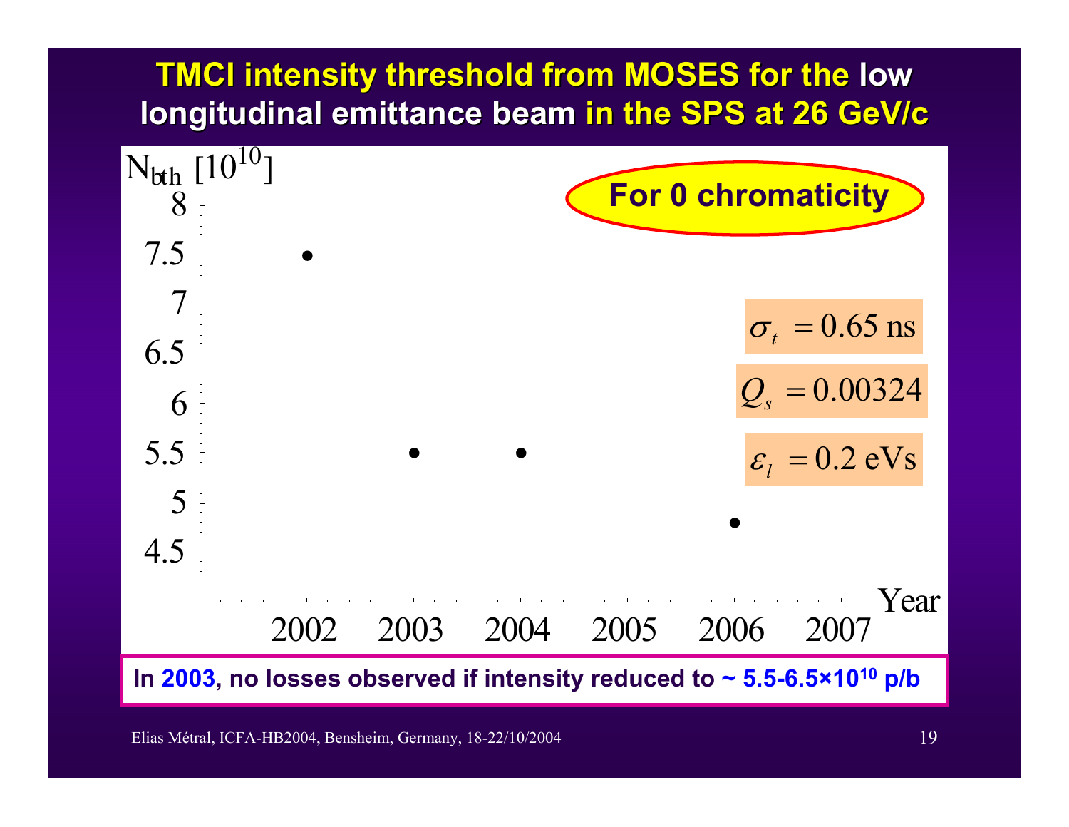# TMCI intensity threshold from MOSES for the low longitudinal emittance beam in the SPS at 26 GeV/c

$N_{bth}$ [$10^{10}$]

**For 0 chromaticity**

$\sigma_t = 0.65$ ns

$Q_s = 0.00324$

$\varepsilon_l = 0.2$ eVs

| Year | $N_{bth}$ [$10^{10}$] |
| --- | --- |
| 2002 | 7.5 |
| 2003 | 5.5 |
| 2004 | 5.5 |
| 2006 | 4.8 |

**In 2003, no losses observed if intensity reduced to ~ 5.5-6.5×$10^{10}$ p/b**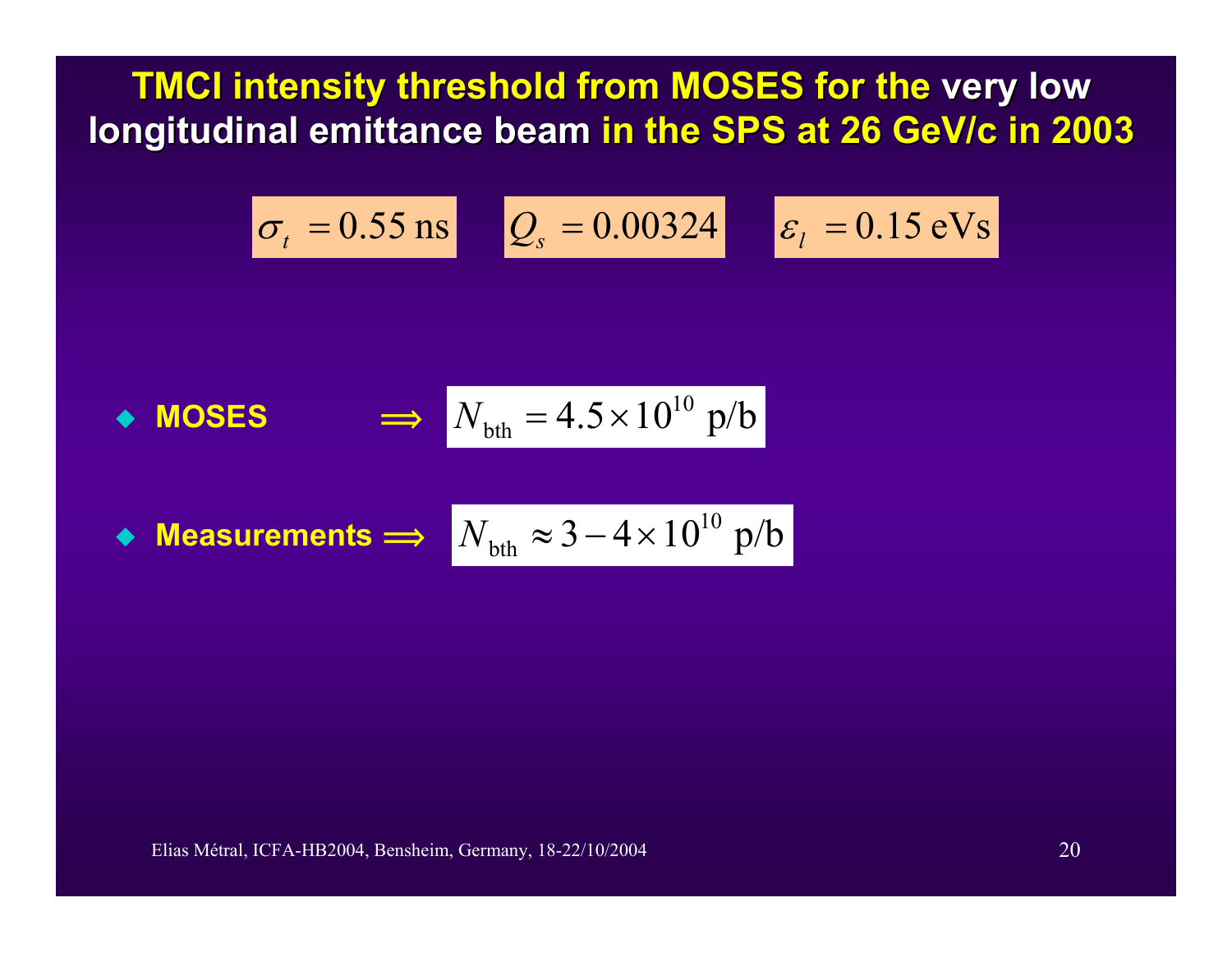# TMCI intensity threshold from MOSES for the very low longitudinal emittance beam in the SPS at 26 GeV/c in 2003

$$\sigma_t = 0.55 \text{ ns} \qquad Q_s = 0.00324 \qquad \varepsilon_l = 0.15 \text{ eVs}$$

- **MOSES** $\Longrightarrow$ $N_{\text{bth}} = 4.5 \times 10^{10}$ p/b
- **Measurements** $\Longrightarrow$ $N_{\text{bth}} \approx 3 - 4 \times 10^{10}$ p/b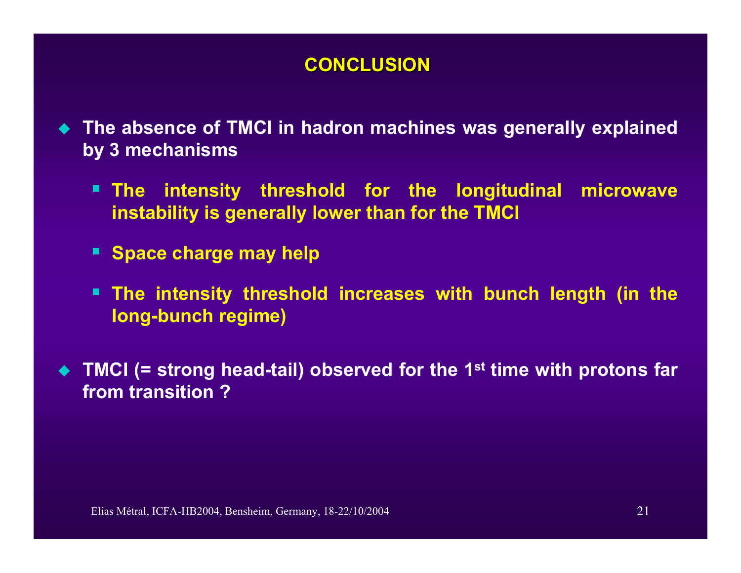# CONCLUSION

- The absence of TMCI in hadron machines was generally explained by 3 mechanisms
  - The intensity threshold for the longitudinal microwave instability is generally lower than for the TMCI
  - Space charge may help
  - The intensity threshold increases with bunch length (in the long-bunch regime)
- TMCI (= strong head-tail) observed for the 1$^{st}$ time with protons far from transition ?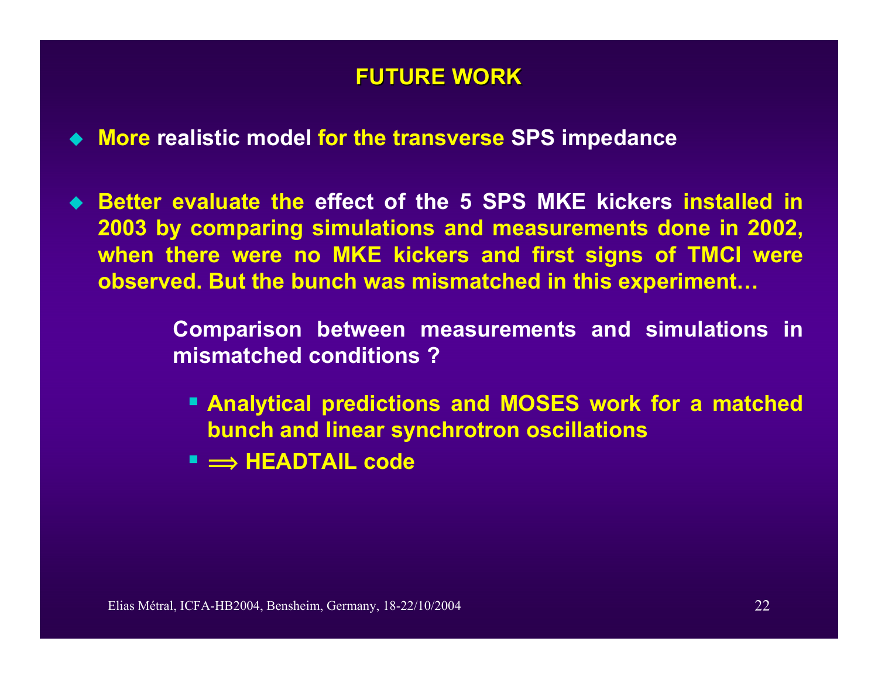## FUTURE WORK

- **More realistic model for the transverse SPS impedance**

- **Better evaluate the effect of the 5 SPS MKE kickers installed in 2003 by comparing simulations and measurements done in 2002, when there were no MKE kickers and first signs of TMCI were observed. But the bunch was mismatched in this experiment…**

  **Comparison between measurements and simulations in mismatched conditions ?**

  - **Analytical predictions and MOSES work for a matched bunch and linear synchrotron oscillations**
  - **$\Longrightarrow$ HEADTAIL code**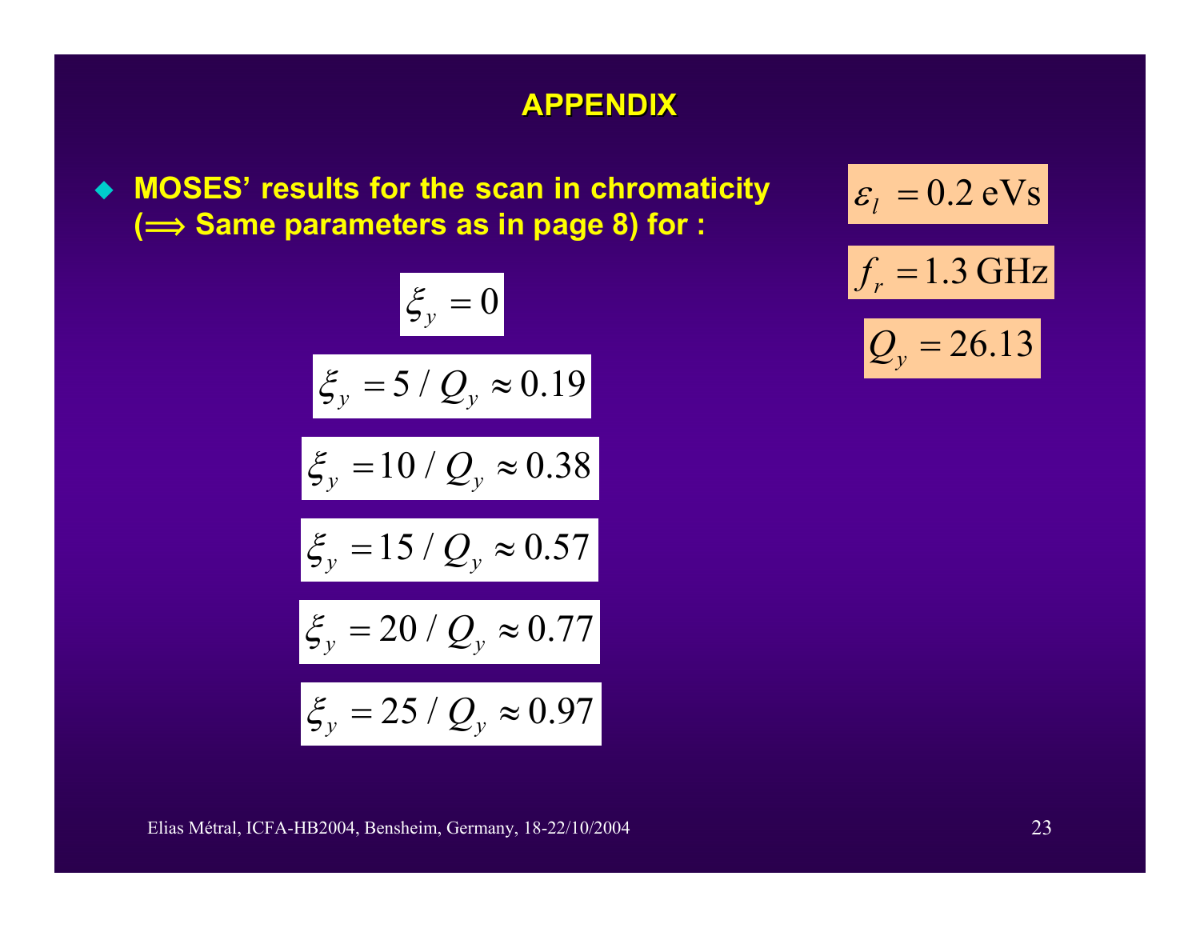## APPENDIX

- **MOSES' results for the scan in chromaticity (⟹ Same parameters as in page 8) for :**

$$\varepsilon_l = 0.2 \text{ eVs}$$

$$f_r = 1.3 \text{ GHz}$$

$$Q_y = 26.13$$

$$\xi_y = 0$$

$$\xi_y = 5 / Q_y \approx 0.19$$

$$\xi_y = 10 / Q_y \approx 0.38$$

$$\xi_y = 15 / Q_y \approx 0.57$$

$$\xi_y = 20 / Q_y \approx 0.77$$

$$\xi_y = 25 / Q_y \approx 0.97$$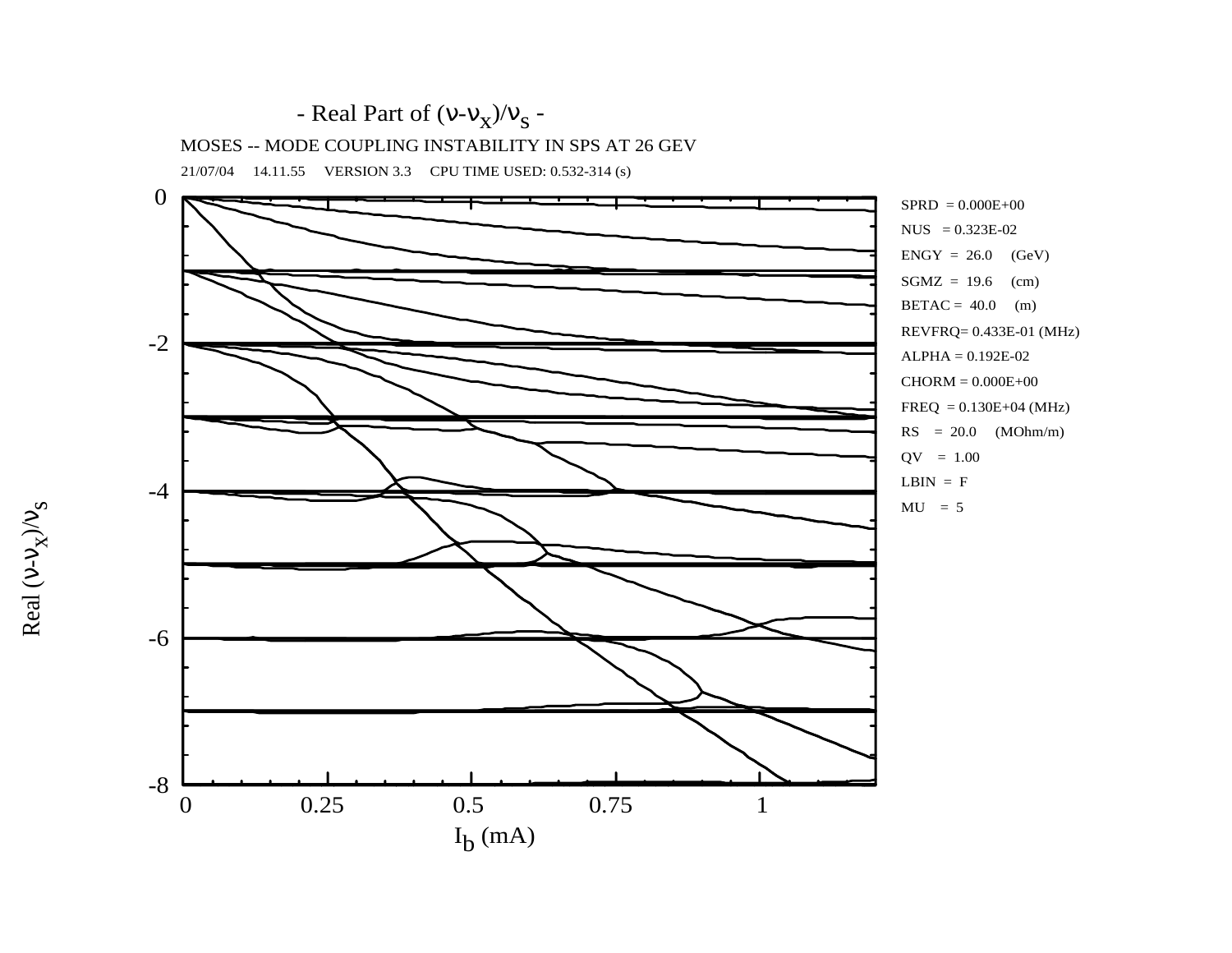- Real Part of $(\nu-\nu_x)/\nu_s$ -

MOSES -- MODE COUPLING INSTABILITY IN SPS AT 26 GEV

21/07/04 14.11.55 VERSION 3.3 CPU TIME USED: 0.532-314 (s)

SPRD = 0.000E+00
NUS = 0.323E-02
ENGY = 26.0 (GeV)
SGMZ = 19.6 (cm)
BETAC = 40.0 (m)
REVFRQ= 0.433E-01 (MHz)
ALPHA = 0.192E-02
CHORM = 0.000E+00
FREQ = 0.130E+04 (MHz)
RS = 20.0 (MOhm/m)
QV = 1.00
LBIN = F
MU = 5

Real $(\nu-\nu_x)/\nu_s$

$I_b$ (mA)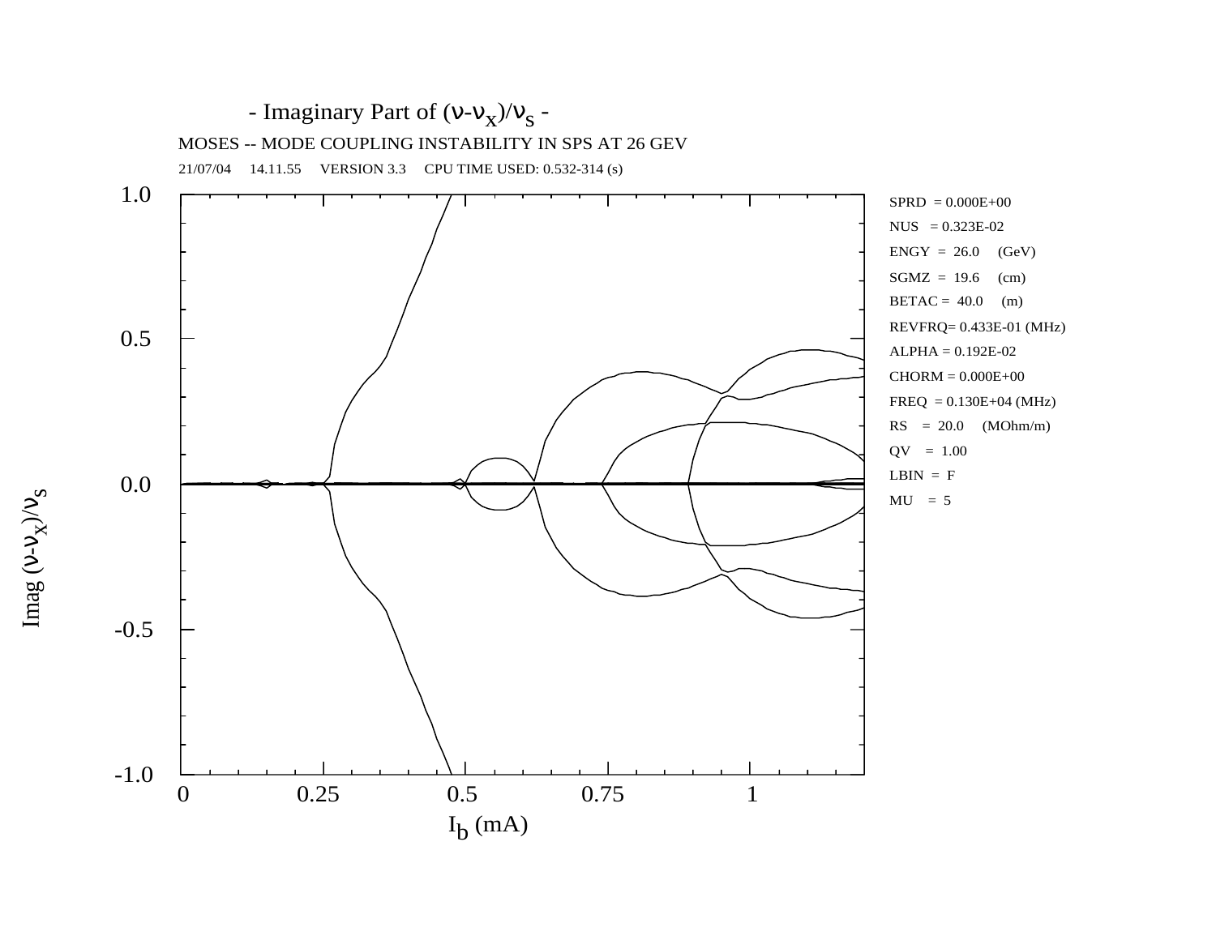- Imaginary Part of $(\nu-\nu_x)/\nu_s$ -

MOSES -- MODE COUPLING INSTABILITY IN SPS AT 26 GEV

21/07/04 14.11.55 VERSION 3.3 CPU TIME USED: 0.532-314 (s)

SPRD = 0.000E+00

NUS = 0.323E-02

ENGY = 26.0 (GeV)

SGMZ = 19.6 (cm)

BETAC = 40.0 (m)

REVFRQ= 0.433E-01 (MHz)

ALPHA = 0.192E-02

CHORM = 0.000E+00

FREQ = 0.130E+04 (MHz)

RS = 20.0 (MOhm/m)

QV = 1.00

LBIN = F

MU = 5

Imag $(\nu-\nu_x)/\nu_s$

$I_b$ (mA)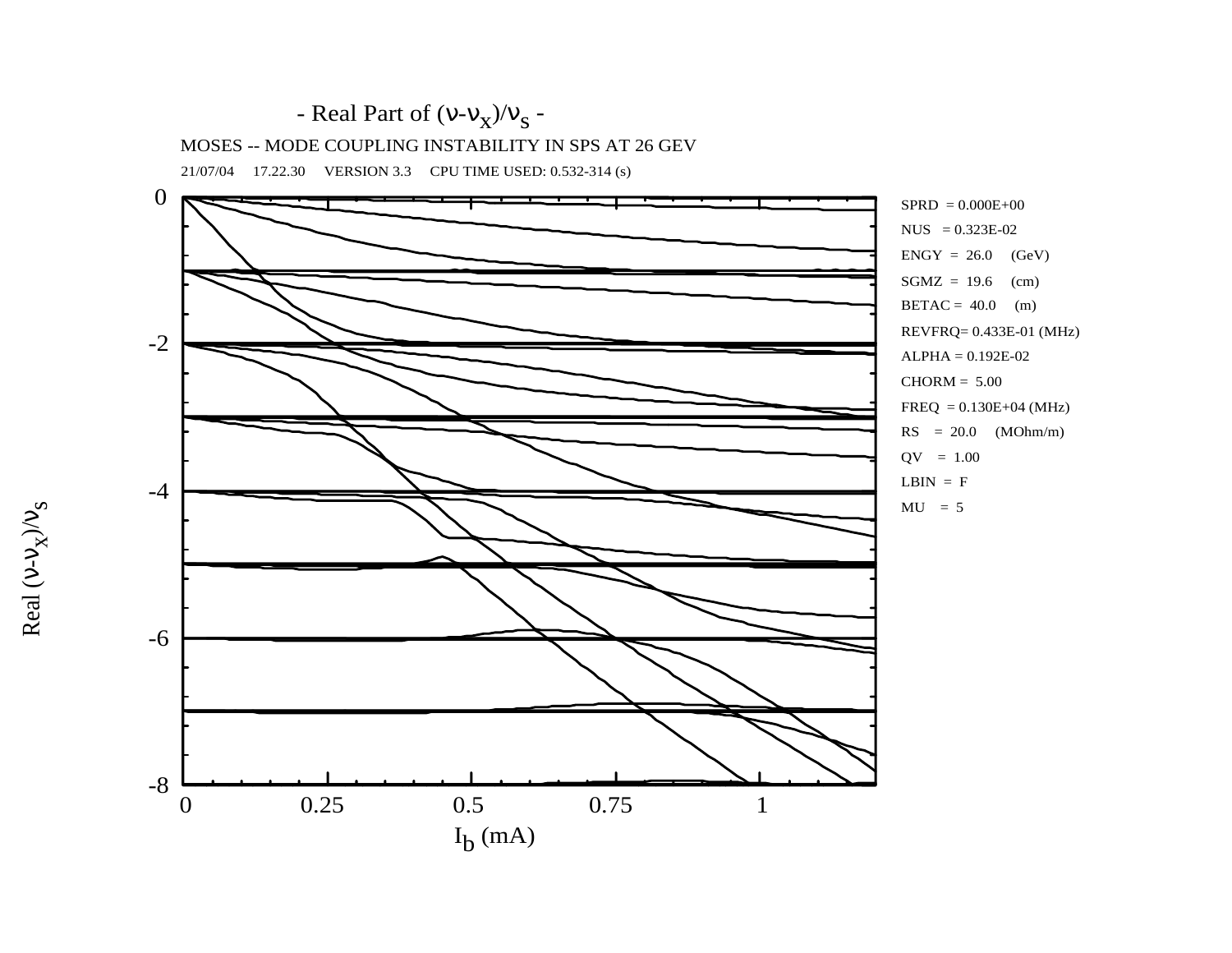- Real Part of $(\nu-\nu_x)/\nu_s$ -

MOSES -- MODE COUPLING INSTABILITY IN SPS AT 26 GEV

21/07/04 17.22.30 VERSION 3.3 CPU TIME USED: 0.532-314 (s)

SPRD = 0.000E+00
NUS = 0.323E-02
ENGY = 26.0 (GeV)
SGMZ = 19.6 (cm)
BETAC = 40.0 (m)
REVFRQ= 0.433E-01 (MHz)
ALPHA = 0.192E-02
CHORM = 5.00
FREQ = 0.130E+04 (MHz)
RS = 20.0 (MOhm/m)
QV = 1.00
LBIN = F
MU = 5

Real $(\nu-\nu_x)/\nu_s$

$I_b$ (mA)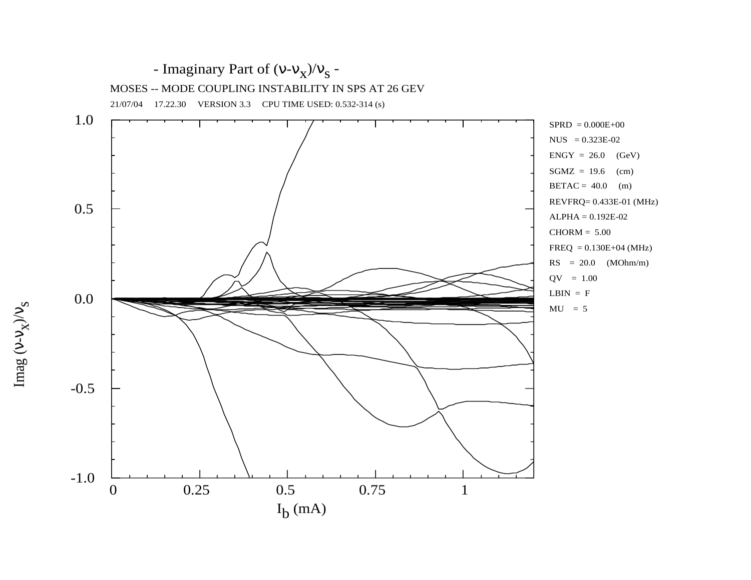## - Imaginary Part of $(\nu-\nu_x)/\nu_s$ -

MOSES -- MODE COUPLING INSTABILITY IN SPS AT 26 GEV

21/07/04 17.22.30 VERSION 3.3 CPU TIME USED: 0.532-314 (s)

SPRD = 0.000E+00
NUS = 0.323E-02
ENGY = 26.0 (GeV)
SGMZ = 19.6 (cm)
BETAC = 40.0 (m)
REVFRQ= 0.433E-01 (MHz)
ALPHA = 0.192E-02
CHORM = 5.00
FREQ = 0.130E+04 (MHz)
RS = 20.0 (MOhm/m)
QV = 1.00
LBIN = F
MU = 5

Imag $(\nu-\nu_x)/\nu_s$

$I_b$ (mA)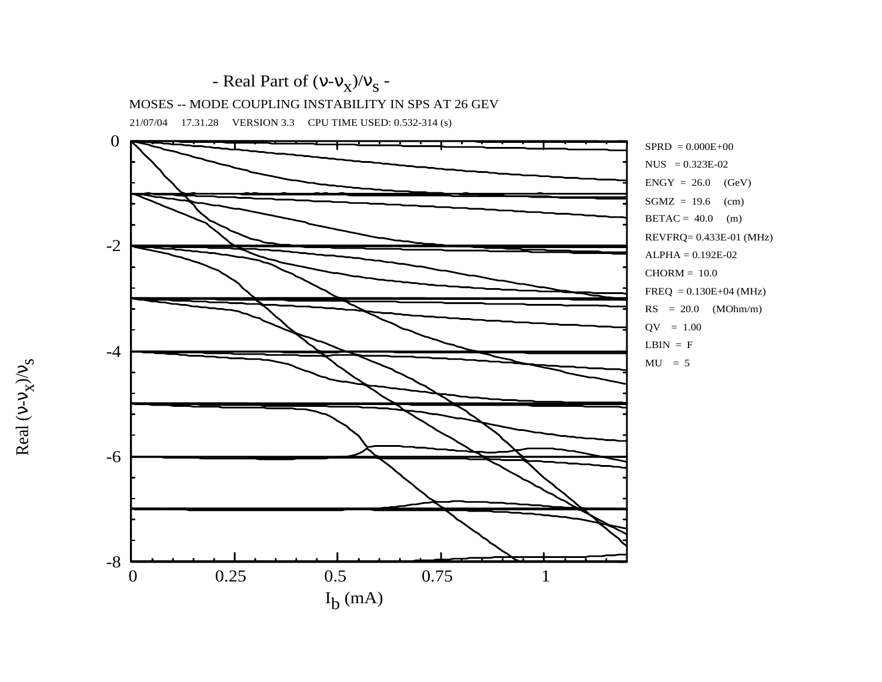- Real Part of $(\nu-\nu_x)/\nu_s$ -

MOSES -- MODE COUPLING INSTABILITY IN SPS AT 26 GEV

21/07/04 17.31.28 VERSION 3.3 CPU TIME USED: 0.532-314 (s)

SPRD = 0.000E+00
NUS = 0.323E-02
ENGY = 26.0 (GeV)
SGMZ = 19.6 (cm)
BETAC = 40.0 (m)
REVFRQ= 0.433E-01 (MHz)
ALPHA = 0.192E-02
CHORM = 10.0
FREQ = 0.130E+04 (MHz)
RS = 20.0 (MOhm/m)
QV = 1.00
LBIN = F
MU = 5

Real $(\nu-\nu_x)/\nu_s$

$I_b$ (mA)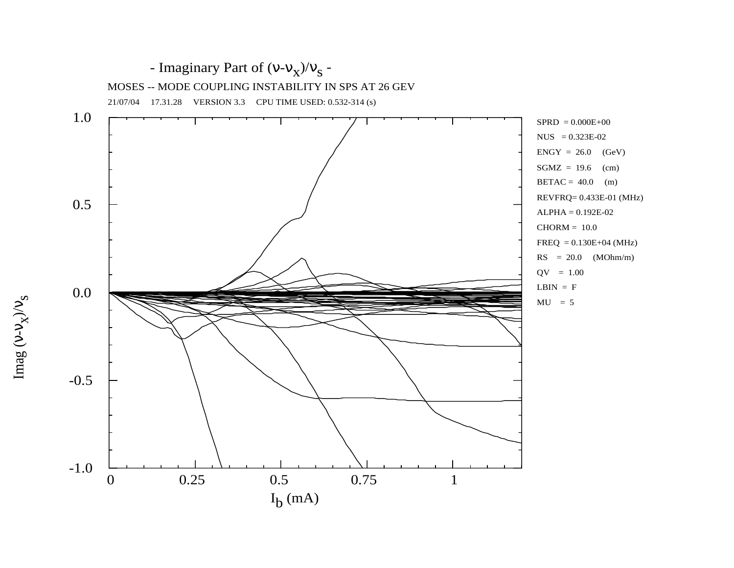## - Imaginary Part of $(\nu-\nu_x)/\nu_s$ -

MOSES -- MODE COUPLING INSTABILITY IN SPS AT 26 GEV

21/07/04 17.31.28 VERSION 3.3 CPU TIME USED: 0.532-314 (s)

| Parameter | Value |
| --- | --- |
| SPRD | = 0.000E+00 |
| NUS | = 0.323E-02 |
| ENGY | = 26.0 (GeV) |
| SGMZ | = 19.6 (cm) |
| BETAC | = 40.0 (m) |
| REVFRQ | = 0.433E-01 (MHz) |
| ALPHA | = 0.192E-02 |
| CHORM | = 10.0 |
| FREQ | = 0.130E+04 (MHz) |
| RS | = 20.0 (MOhm/m) |
| QV | = 1.00 |
| LBIN | = F |
| MU | = 5 |

Y-axis: $\text{Imag}\,(\nu-\nu_x)/\nu_s$ (from -1.0 to 1.0)

X-axis: $I_b$ (mA) (from 0 to 1)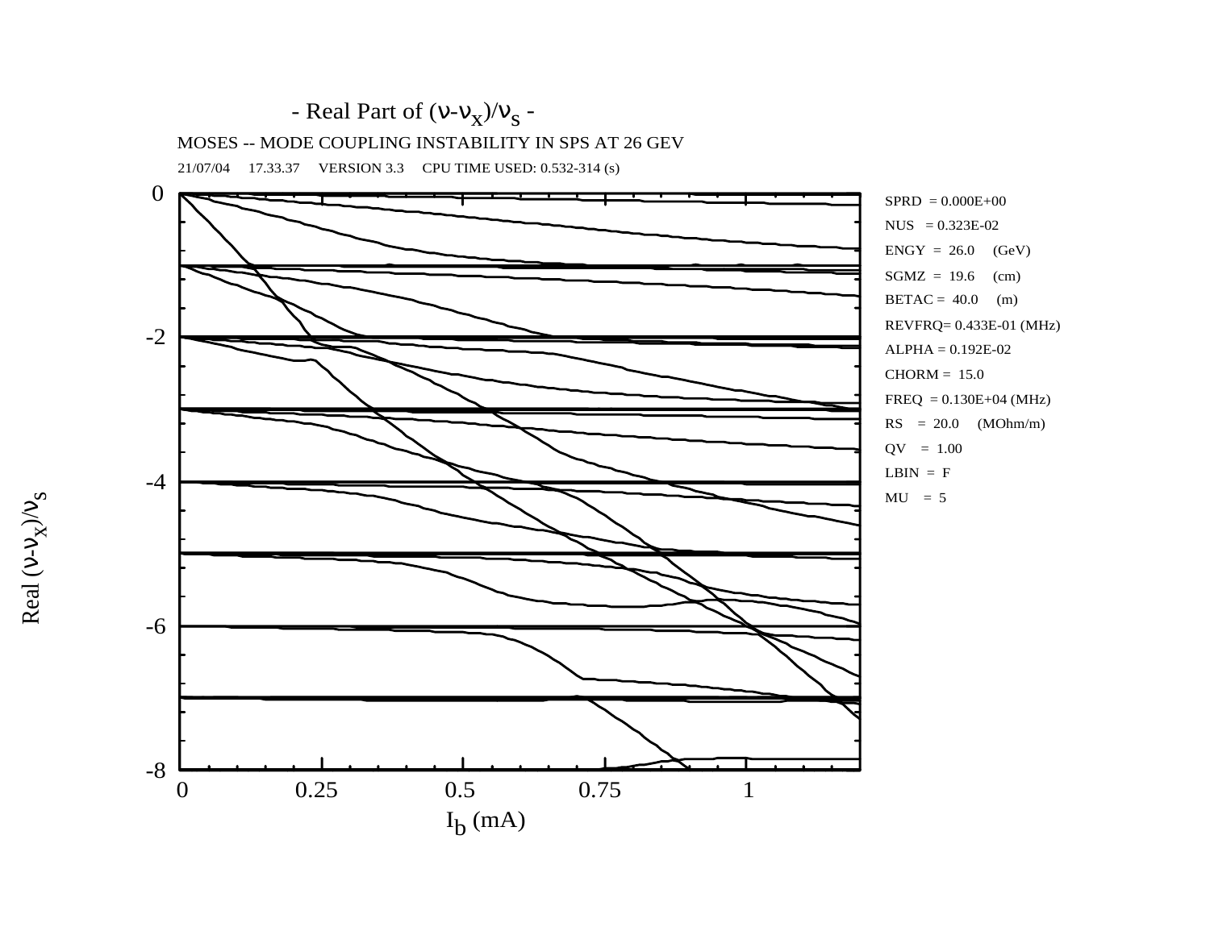- Real Part of $(\nu-\nu_x)/\nu_s$ -

MOSES -- MODE COUPLING INSTABILITY IN SPS AT 26 GEV

21/07/04 17.33.37 VERSION 3.3 CPU TIME USED: 0.532-314 (s)

SPRD = 0.000E+00
NUS = 0.323E-02
ENGY = 26.0 (GeV)
SGMZ = 19.6 (cm)
BETAC = 40.0 (m)
REVFRQ= 0.433E-01 (MHz)
ALPHA = 0.192E-02
CHORM = 15.0
FREQ = 0.130E+04 (MHz)
RS = 20.0 (MOhm/m)
QV = 1.00
LBIN = F
MU = 5

Real $(\nu-\nu_x)/\nu_s$

0, -2, -4, -6, -8

0, 0.25, 0.5, 0.75, 1

$I_b$ (mA)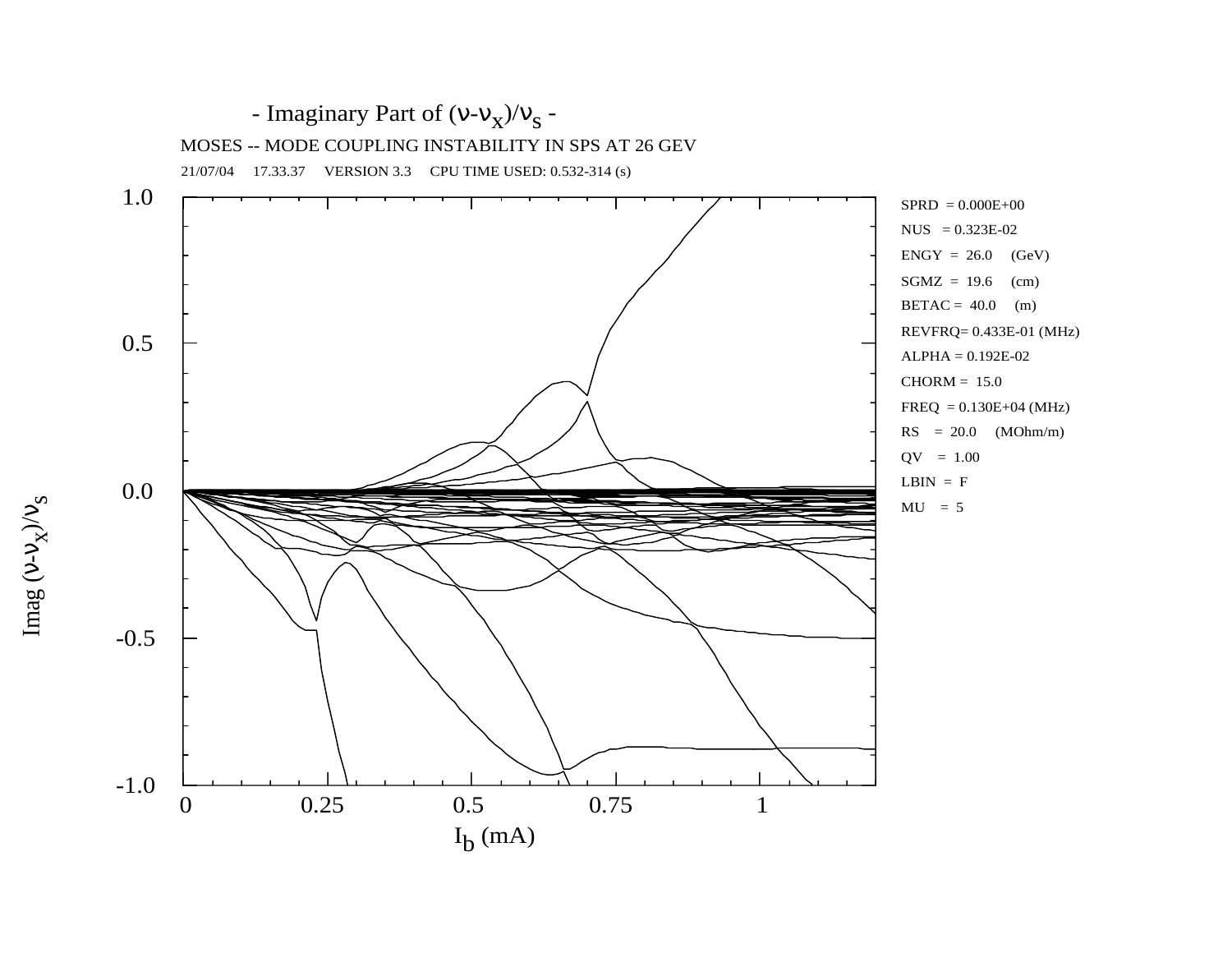## - Imaginary Part of $(\nu-\nu_x)/\nu_s$ -

MOSES -- MODE COUPLING INSTABILITY IN SPS AT 26 GEV

21/07/04 17.33.37 VERSION 3.3 CPU TIME USED: 0.532-314 (s)

| Parameter | Value |
|---|---|
| SPRD | = 0.000E+00 |
| NUS | = 0.323E-02 |
| ENGY | = 26.0 (GeV) |
| SGMZ | = 19.6 (cm) |
| BETAC | = 40.0 (m) |
| REVFRQ | = 0.433E-01 (MHz) |
| ALPHA | = 0.192E-02 |
| CHORM | = 15.0 |
| FREQ | = 0.130E+04 (MHz) |
| RS | = 20.0 (MOhm/m) |
| QV | = 1.00 |
| LBIN | = F |
| MU | = 5 |

Vertical axis: $\mathrm{Imag}\,(\nu-\nu_x)/\nu_s$ (from -1.0 to 1.0)

Horizontal axis: $I_b$ (mA) (from 0 to 1)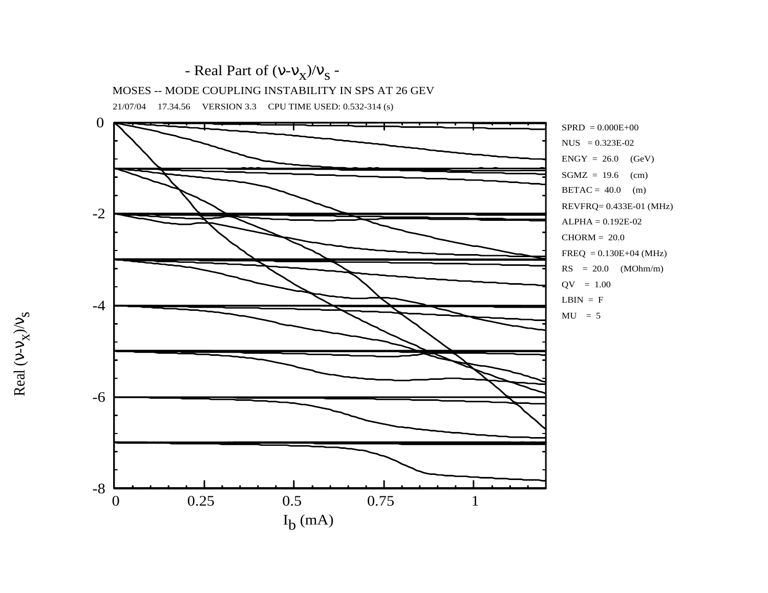- Real Part of $(\nu-\nu_x)/\nu_s$ -

MOSES -- MODE COUPLING INSTABILITY IN SPS AT 26 GEV

21/07/04 17.34.56 VERSION 3.3 CPU TIME USED: 0.532-314 (s)

SPRD = 0.000E+00
NUS = 0.323E-02
ENGY = 26.0 (GeV)
SGMZ = 19.6 (cm)
BETAC = 40.0 (m)
REVFRQ= 0.433E-01 (MHz)
ALPHA = 0.192E-02
CHORM = 20.0
FREQ = 0.130E+04 (MHz)
RS = 20.0 (MOhm/m)
QV = 1.00
LBIN = F
MU = 5

Real $(\nu-\nu_x)/\nu_s$

$I_b$ (mA)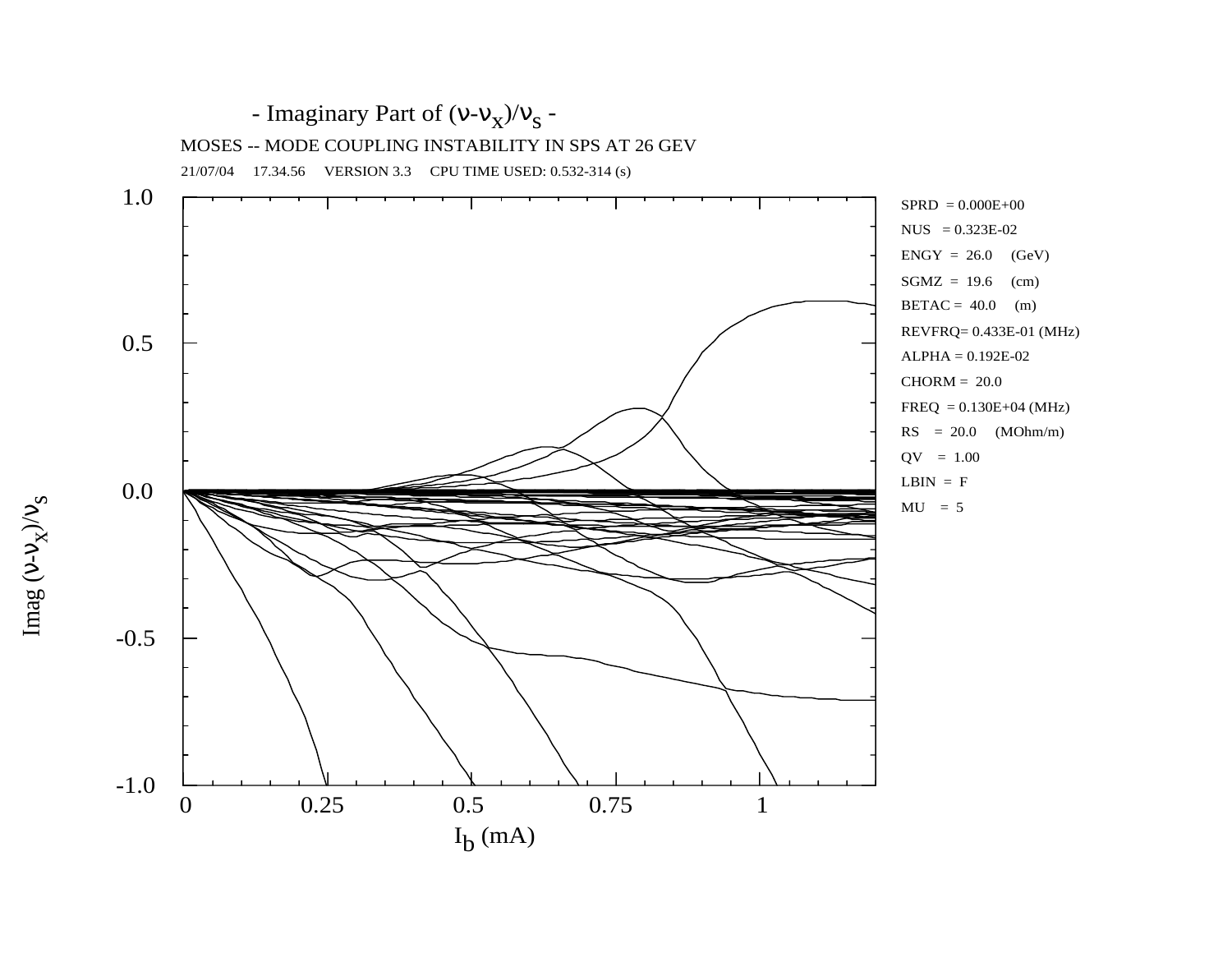- Imaginary Part of $(\nu-\nu_x)/\nu_s$ -

MOSES -- MODE COUPLING INSTABILITY IN SPS AT 26 GEV

21/07/04 17.34.56 VERSION 3.3 CPU TIME USED: 0.532-314 (s)

SPRD = 0.000E+00
NUS = 0.323E-02
ENGY = 26.0 (GeV)
SGMZ = 19.6 (cm)
BETAC = 40.0 (m)
REVFRQ= 0.433E-01 (MHz)
ALPHA = 0.192E-02
CHORM = 20.0
FREQ = 0.130E+04 (MHz)
RS = 20.0 (MOhm/m)
QV = 1.00
LBIN = F
MU = 5

Imag $(\nu-\nu_x)/\nu_s$

$I_b$ (mA)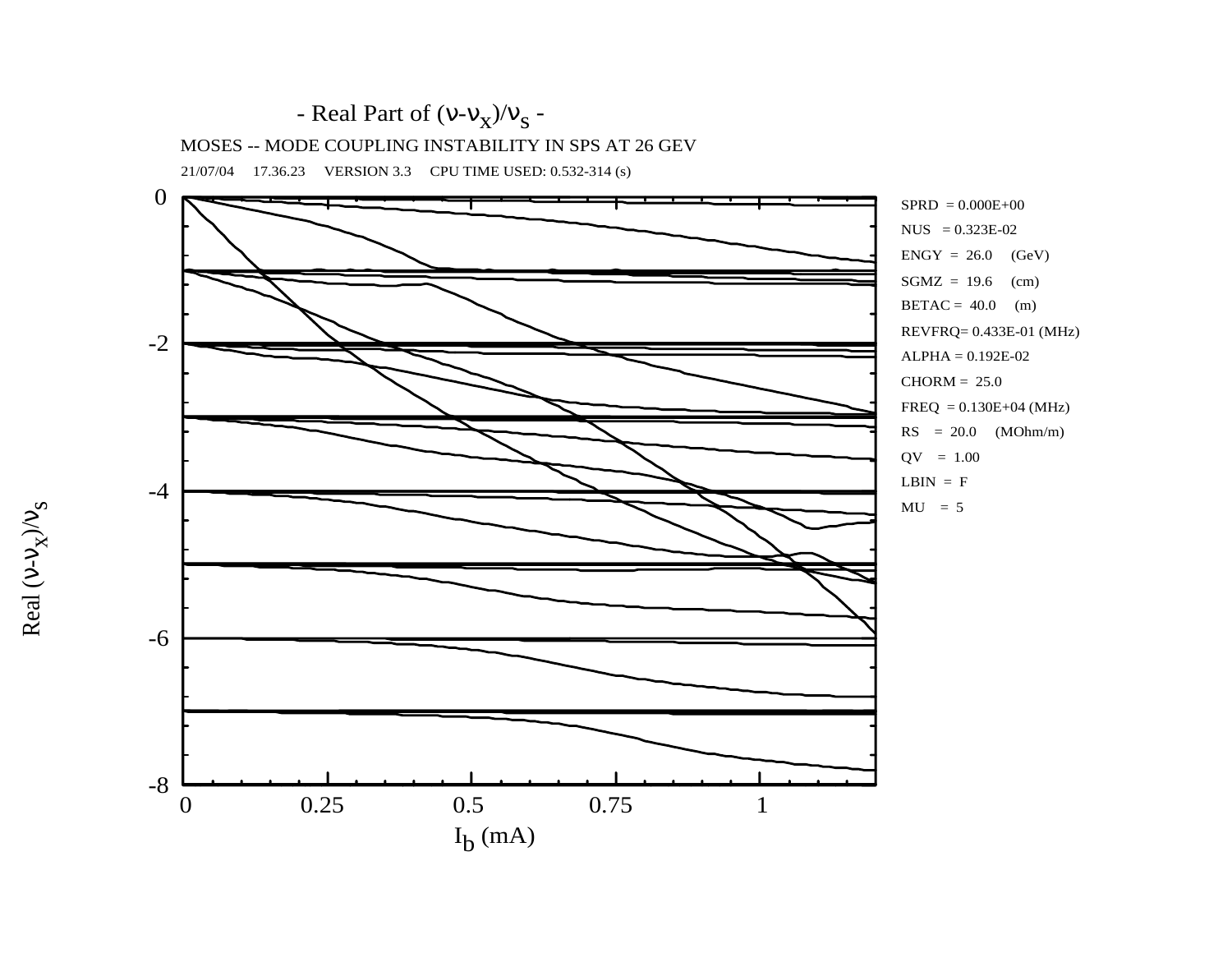- Real Part of $(\nu-\nu_x)/\nu_s$ -

MOSES -- MODE COUPLING INSTABILITY IN SPS AT 26 GEV

21/07/04 17.36.23 VERSION 3.3 CPU TIME USED: 0.532-314 (s)

SPRD = 0.000E+00
NUS = 0.323E-02
ENGY = 26.0 (GeV)
SGMZ = 19.6 (cm)
BETAC = 40.0 (m)
REVFRQ= 0.433E-01 (MHz)
ALPHA = 0.192E-02
CHORM = 25.0
FREQ = 0.130E+04 (MHz)
RS = 20.0 (MOhm/m)
QV = 1.00
LBIN = F
MU = 5

Real $(\nu-\nu_x)/\nu_s$

$I_b$ (mA)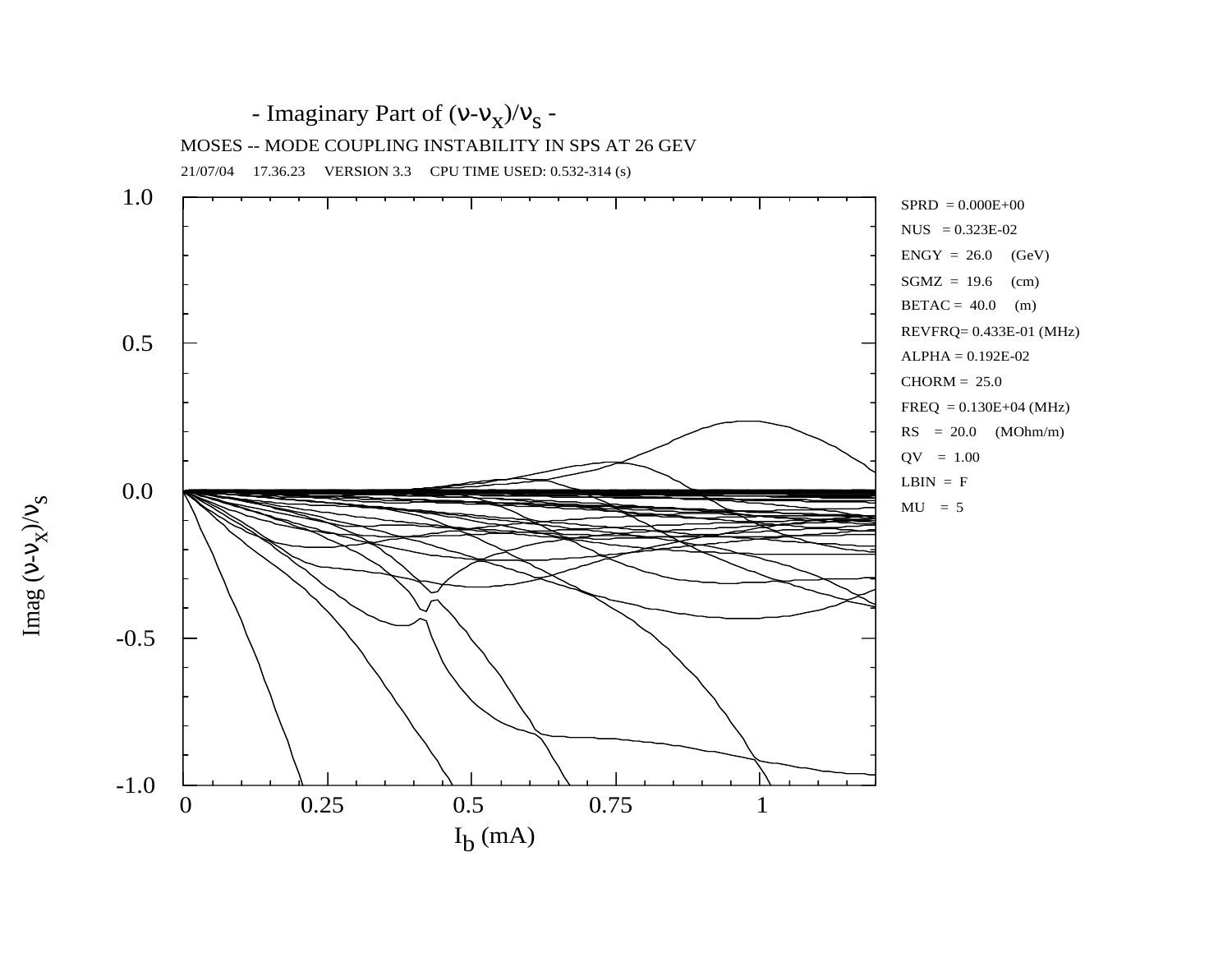- Imaginary Part of $(\nu-\nu_x)/\nu_s$ -

MOSES -- MODE COUPLING INSTABILITY IN SPS AT 26 GEV

21/07/04 17.36.23 VERSION 3.3 CPU TIME USED: 0.532-314 (s)

1.0

0.5

0.0

-0.5

-1.0

0

0.25

0.5

0.75

1

$I_b$ (mA)

Imag $(\nu-\nu_x)/\nu_s$

SPRD = 0.000E+00

NUS = 0.323E-02

ENGY = 26.0 (GeV)

SGMZ = 19.6 (cm)

BETAC = 40.0 (m)

REVFRQ= 0.433E-01 (MHz)

ALPHA = 0.192E-02

CHORM = 25.0

FREQ = 0.130E+04 (MHz)

RS = 20.0 (MOhm/m)

QV = 1.00

LBIN = F

MU = 5